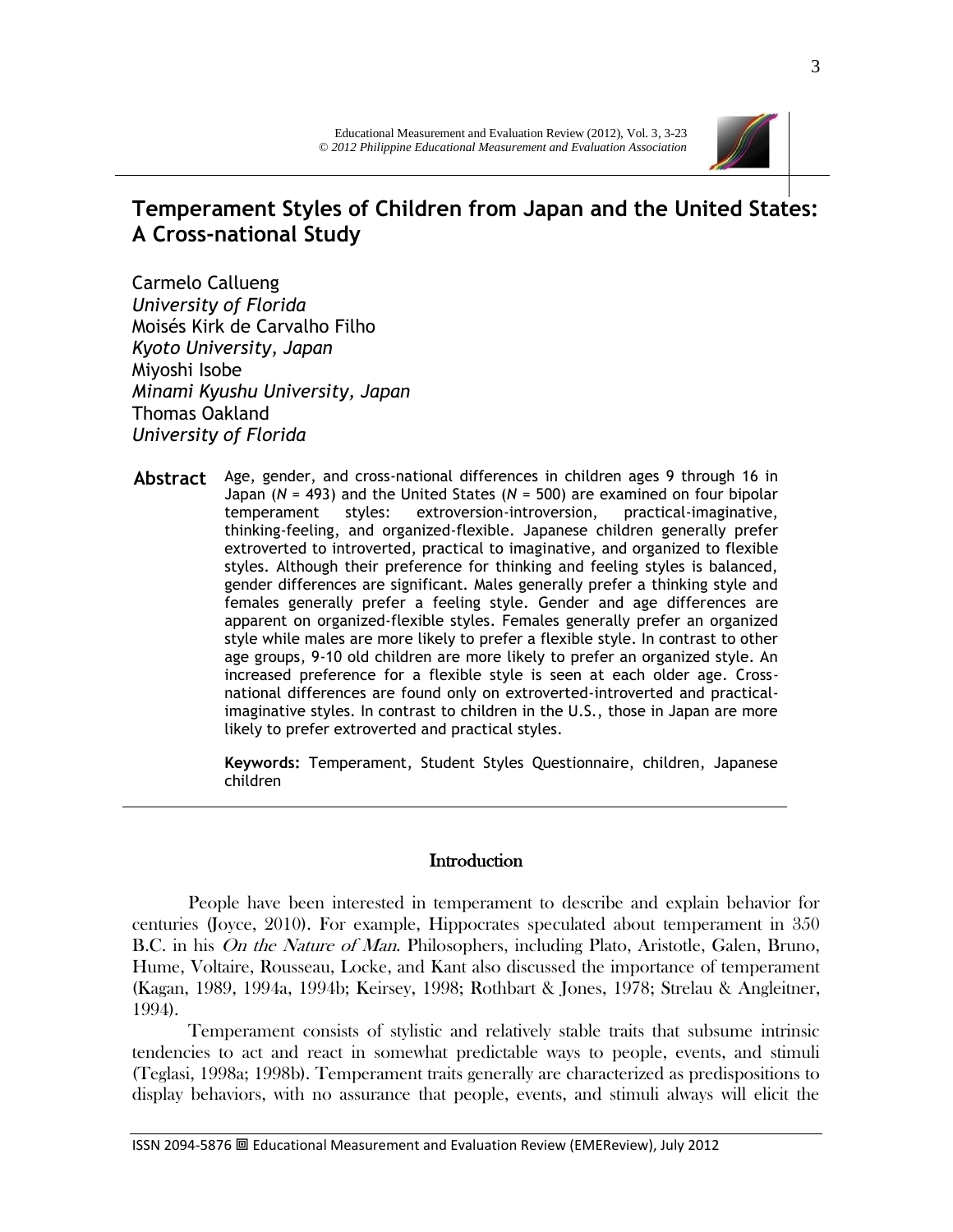# Temperament Styles of Children from Japan and the United States: A Cross-national Study

Carmelo Callueng
*University of Florida*
Moisés Kirk de Carvalho Filho
*Kyoto University, Japan*
Miyoshi Isobe
*Minami Kyushu University, Japan*
Thomas Oakland
*University of Florida*

**Abstract** Age, gender, and cross-national differences in children ages 9 through 16 in Japan (*N* = 493) and the United States (*N* = 500) are examined on four bipolar temperament styles: extroversion-introversion, practical-imaginative, thinking-feeling, and organized-flexible. Japanese children generally prefer extroverted to introverted, practical to imaginative, and organized to flexible styles. Although their preference for thinking and feeling styles is balanced, gender differences are significant. Males generally prefer a thinking style and females generally prefer a feeling style. Gender and age differences are apparent on organized-flexible styles. Females generally prefer an organized style while males are more likely to prefer a flexible style. In contrast to other age groups, 9-10 old children are more likely to prefer an organized style. An increased preference for a flexible style is seen at each older age. Cross-national differences are found only on extroverted-introverted and practical-imaginative styles. In contrast to children in the U.S., those in Japan are more likely to prefer extroverted and practical styles.

**Keywords:** Temperament, Student Styles Questionnaire, children, Japanese children

## Introduction

People have been interested in temperament to describe and explain behavior for centuries (Joyce, 2010). For example, Hippocrates speculated about temperament in 350 B.C. in his *On the Nature of Man*. Philosophers, including Plato, Aristotle, Galen, Bruno, Hume, Voltaire, Rousseau, Locke, and Kant also discussed the importance of temperament (Kagan, 1989, 1994a, 1994b; Keirsey, 1998; Rothbart & Jones, 1978; Strelau & Angleitner, 1994).

Temperament consists of stylistic and relatively stable traits that subsume intrinsic tendencies to act and react in somewhat predictable ways to people, events, and stimuli (Teglasi, 1998a; 1998b). Temperament traits generally are characterized as predispositions to display behaviors, with no assurance that people, events, and stimuli always will elicit the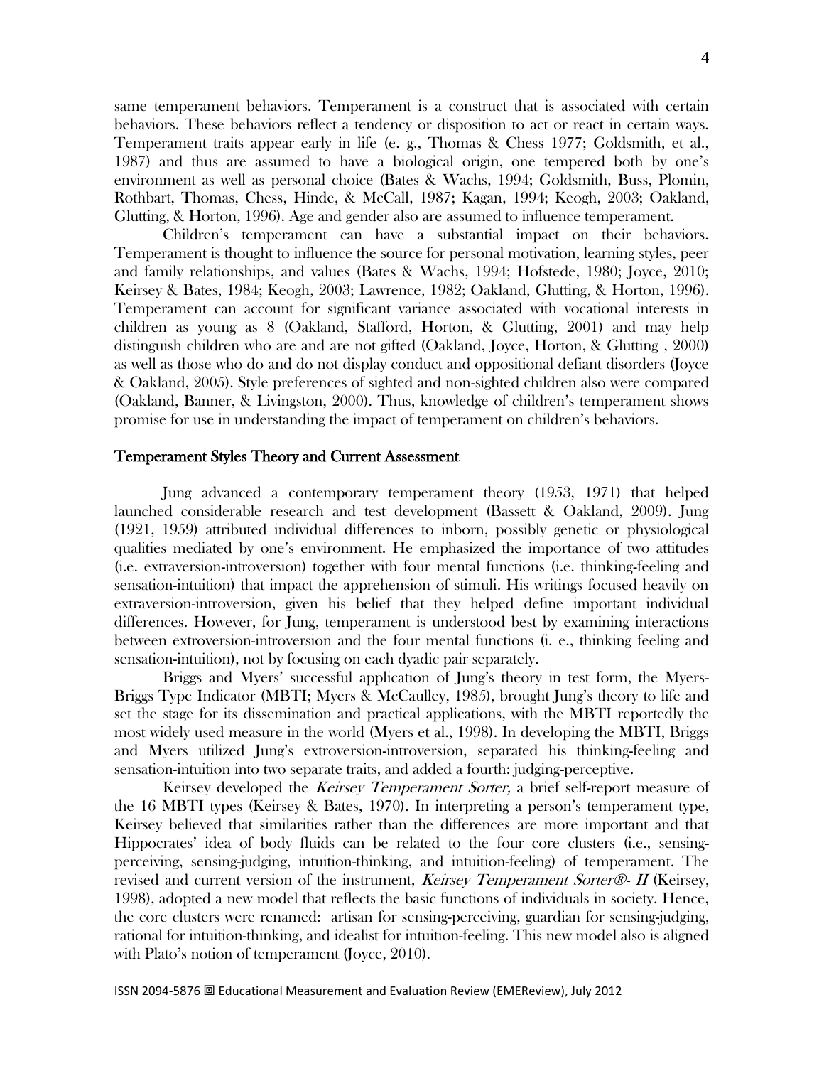same temperament behaviors. Temperament is a construct that is associated with certain behaviors. These behaviors reflect a tendency or disposition to act or react in certain ways. Temperament traits appear early in life (e. g., Thomas & Chess 1977; Goldsmith, et al., 1987) and thus are assumed to have a biological origin, one tempered both by one's environment as well as personal choice (Bates & Wachs, 1994; Goldsmith, Buss, Plomin, Rothbart, Thomas, Chess, Hinde, & McCall, 1987; Kagan, 1994; Keogh, 2003; Oakland, Glutting, & Horton, 1996). Age and gender also are assumed to influence temperament.

Children's temperament can have a substantial impact on their behaviors. Temperament is thought to influence the source for personal motivation, learning styles, peer and family relationships, and values (Bates & Wachs, 1994; Hofstede, 1980; Joyce, 2010; Keirsey & Bates, 1984; Keogh, 2003; Lawrence, 1982; Oakland, Glutting, & Horton, 1996). Temperament can account for significant variance associated with vocational interests in children as young as 8 (Oakland, Stafford, Horton, & Glutting, 2001) and may help distinguish children who are and are not gifted (Oakland, Joyce, Horton, & Glutting , 2000) as well as those who do and do not display conduct and oppositional defiant disorders (Joyce & Oakland, 2005). Style preferences of sighted and non-sighted children also were compared (Oakland, Banner, & Livingston, 2000). Thus, knowledge of children's temperament shows promise for use in understanding the impact of temperament on children's behaviors.

## Temperament Styles Theory and Current Assessment

Jung advanced a contemporary temperament theory (1953, 1971) that helped launched considerable research and test development (Bassett & Oakland, 2009). Jung (1921, 1959) attributed individual differences to inborn, possibly genetic or physiological qualities mediated by one's environment. He emphasized the importance of two attitudes (i.e. extraversion-introversion) together with four mental functions (i.e. thinking-feeling and sensation-intuition) that impact the apprehension of stimuli. His writings focused heavily on extraversion-introversion, given his belief that they helped define important individual differences. However, for Jung, temperament is understood best by examining interactions between extroversion-introversion and the four mental functions (i. e., thinking feeling and sensation-intuition), not by focusing on each dyadic pair separately.

Briggs and Myers' successful application of Jung's theory in test form, the Myers-Briggs Type Indicator (MBTI; Myers & McCaulley, 1985), brought Jung's theory to life and set the stage for its dissemination and practical applications, with the MBTI reportedly the most widely used measure in the world (Myers et al., 1998). In developing the MBTI, Briggs and Myers utilized Jung's extroversion-introversion, separated his thinking-feeling and sensation-intuition into two separate traits, and added a fourth: judging-perceptive.

Keirsey developed the *Keirsey Temperament Sorter,* a brief self-report measure of the 16 MBTI types (Keirsey & Bates, 1970). In interpreting a person's temperament type, Keirsey believed that similarities rather than the differences are more important and that Hippocrates' idea of body fluids can be related to the four core clusters (i.e., sensing-perceiving, sensing-judging, intuition-thinking, and intuition-feeling) of temperament. The revised and current version of the instrument, *Keirsey Temperament Sorter®- II* (Keirsey, 1998), adopted a new model that reflects the basic functions of individuals in society. Hence, the core clusters were renamed: artisan for sensing-perceiving, guardian for sensing-judging, rational for intuition-thinking, and idealist for intuition-feeling. This new model also is aligned with Plato's notion of temperament (Joyce, 2010).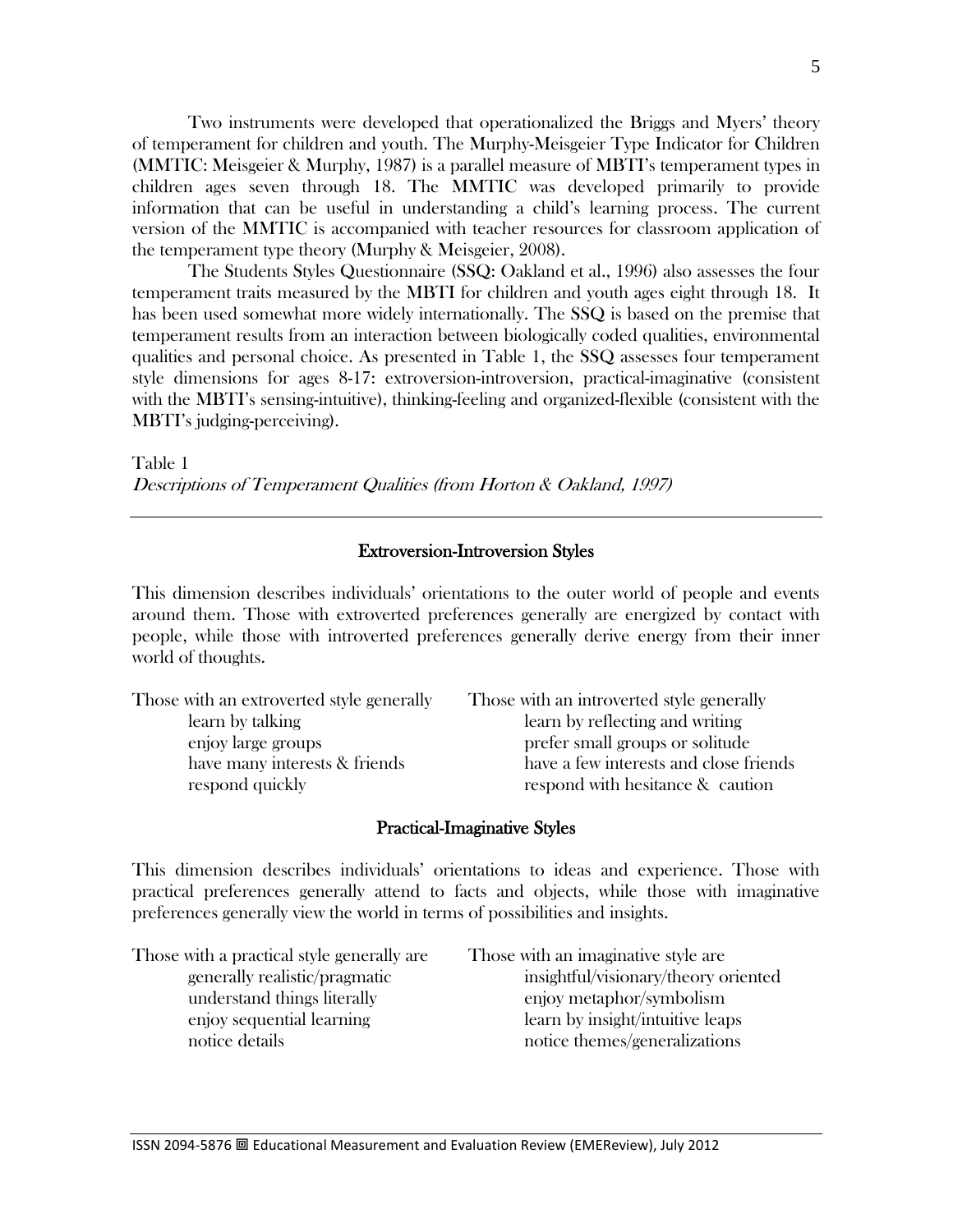Two instruments were developed that operationalized the Briggs and Myers' theory of temperament for children and youth. The Murphy-Meisgeier Type Indicator for Children (MMTIC: Meisgeier & Murphy, 1987) is a parallel measure of MBTI's temperament types in children ages seven through 18. The MMTIC was developed primarily to provide information that can be useful in understanding a child's learning process. The current version of the MMTIC is accompanied with teacher resources for classroom application of the temperament type theory (Murphy & Meisgeier, 2008).

The Students Styles Questionnaire (SSQ: Oakland et al., 1996) also assesses the four temperament traits measured by the MBTI for children and youth ages eight through 18. It has been used somewhat more widely internationally. The SSQ is based on the premise that temperament results from an interaction between biologically coded qualities, environmental qualities and personal choice. As presented in Table 1, the SSQ assesses four temperament style dimensions for ages 8-17: extroversion-introversion, practical-imaginative (consistent with the MBTI's sensing-intuitive), thinking-feeling and organized-flexible (consistent with the MBTI's judging-perceiving).

Table 1

*Descriptions of Temperament Qualities (from Horton & Oakland, 1997)*

**Extroversion-Introversion Styles**

This dimension describes individuals' orientations to the outer world of people and events around them. Those with extroverted preferences generally are energized by contact with people, while those with introverted preferences generally derive energy from their inner world of thoughts.

| Those with an extroverted style generally | Those with an introverted style generally |
|---|---|
| learn by talking | learn by reflecting and writing |
| enjoy large groups | prefer small groups or solitude |
| have many interests & friends | have a few interests and close friends |
| respond quickly | respond with hesitance & caution |

**Practical-Imaginative Styles**

This dimension describes individuals' orientations to ideas and experience. Those with practical preferences generally attend to facts and objects, while those with imaginative preferences generally view the world in terms of possibilities and insights.

| Those with a practical style generally are | Those with an imaginative style are |
|---|---|
| generally realistic/pragmatic | insightful/visionary/theory oriented |
| understand things literally | enjoy metaphor/symbolism |
| enjoy sequential learning | learn by insight/intuitive leaps |
| notice details | notice themes/generalizations |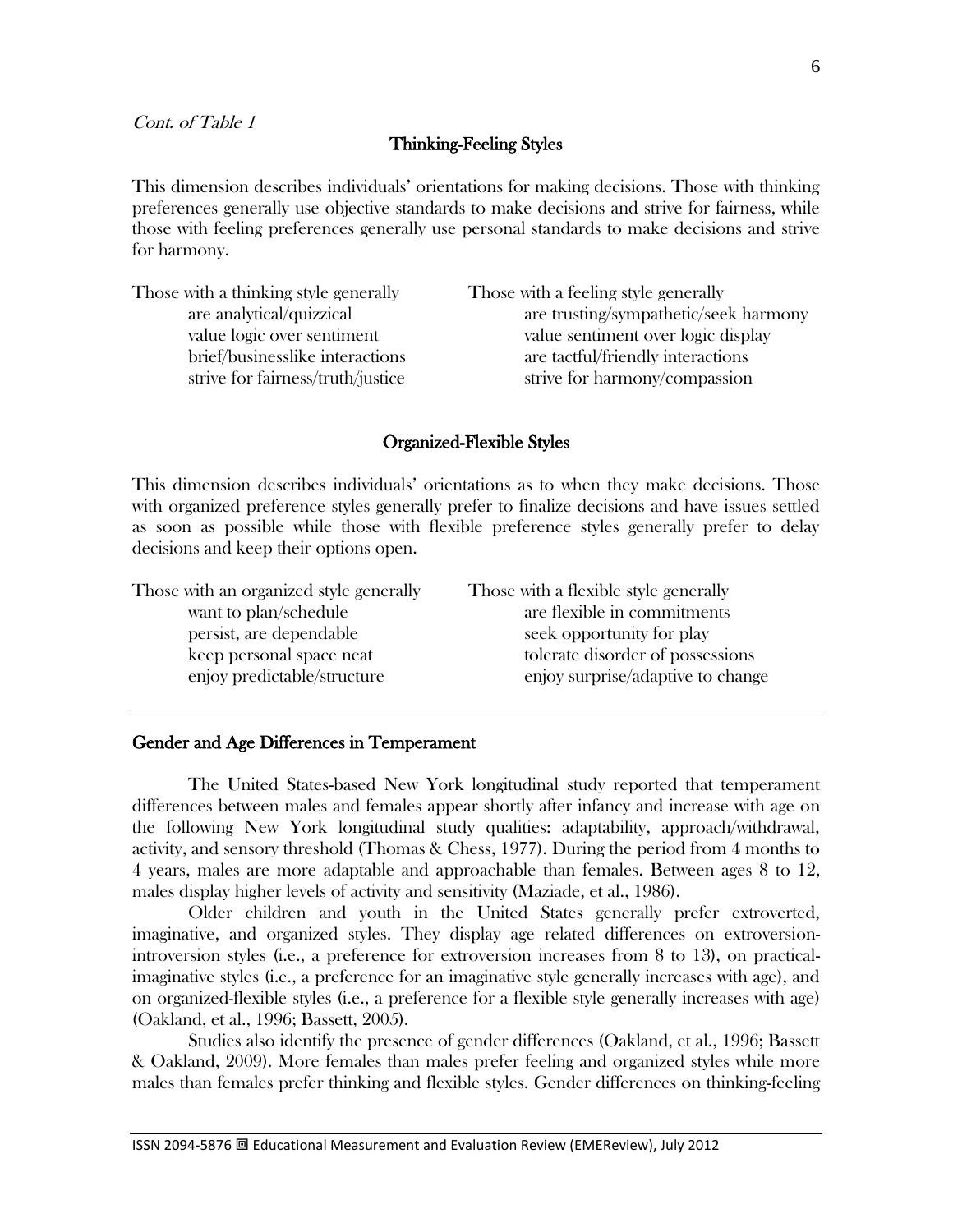*Cont. of Table 1*

### Thinking-Feeling Styles

This dimension describes individuals' orientations for making decisions. Those with thinking preferences generally use objective standards to make decisions and strive for fairness, while those with feeling preferences generally use personal standards to make decisions and strive for harmony.

| Those with a thinking style generally | Those with a feeling style generally |
| --- | --- |
| are analytical/quizzical | are trusting/sympathetic/seek harmony |
| value logic over sentiment | value sentiment over logic display |
| brief/businesslike interactions | are tactful/friendly interactions |
| strive for fairness/truth/justice | strive for harmony/compassion |

### Organized-Flexible Styles

This dimension describes individuals' orientations as to when they make decisions. Those with organized preference styles generally prefer to finalize decisions and have issues settled as soon as possible while those with flexible preference styles generally prefer to delay decisions and keep their options open.

| Those with an organized style generally | Those with a flexible style generally |
| --- | --- |
| want to plan/schedule | are flexible in commitments |
| persist, are dependable | seek opportunity for play |
| keep personal space neat | tolerate disorder of possessions |
| enjoy predictable/structure | enjoy surprise/adaptive to change |

## Gender and Age Differences in Temperament

The United States-based New York longitudinal study reported that temperament differences between males and females appear shortly after infancy and increase with age on the following New York longitudinal study qualities: adaptability, approach/withdrawal, activity, and sensory threshold (Thomas & Chess, 1977). During the period from 4 months to 4 years, males are more adaptable and approachable than females. Between ages 8 to 12, males display higher levels of activity and sensitivity (Maziade, et al., 1986).

Older children and youth in the United States generally prefer extroverted, imaginative, and organized styles. They display age related differences on extroversion-introversion styles (i.e., a preference for extroversion increases from 8 to 13), on practical-imaginative styles (i.e., a preference for an imaginative style generally increases with age), and on organized-flexible styles (i.e., a preference for a flexible style generally increases with age) (Oakland, et al., 1996; Bassett, 2005).

Studies also identify the presence of gender differences (Oakland, et al., 1996; Bassett & Oakland, 2009). More females than males prefer feeling and organized styles while more males than females prefer thinking and flexible styles. Gender differences on thinking-feeling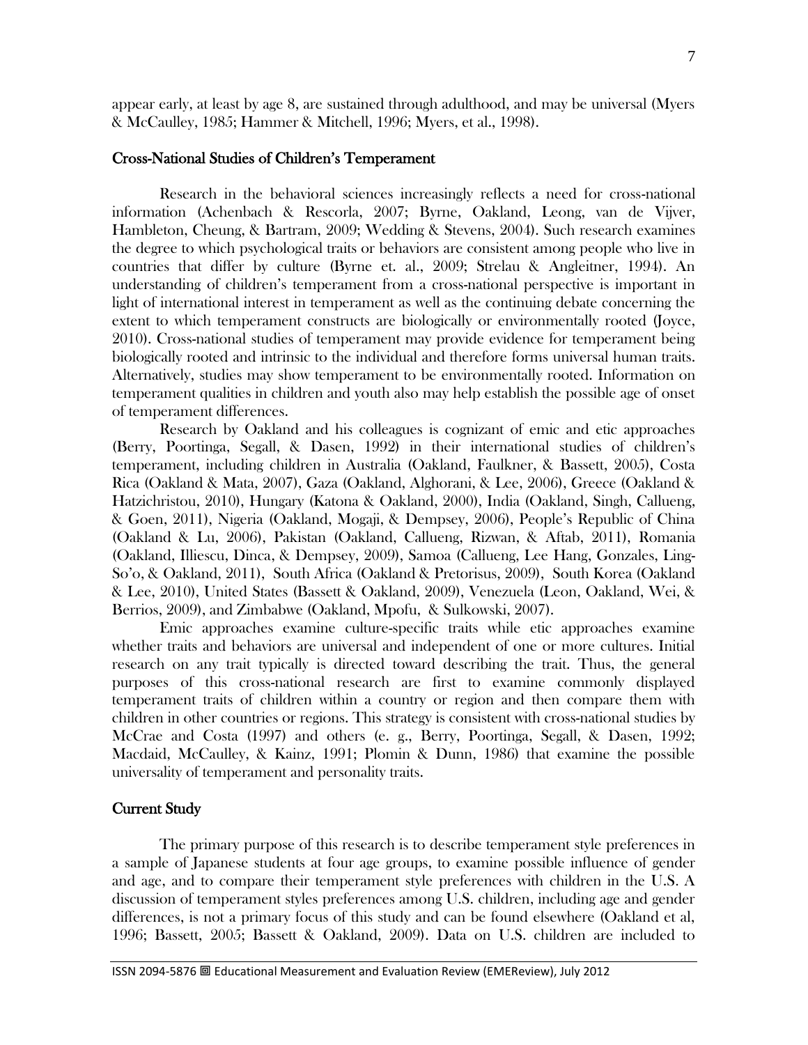appear early, at least by age 8, are sustained through adulthood, and may be universal (Myers & McCaulley, 1985; Hammer & Mitchell, 1996; Myers, et al., 1998).

## Cross-National Studies of Children's Temperament

Research in the behavioral sciences increasingly reflects a need for cross-national information (Achenbach & Rescorla, 2007; Byrne, Oakland, Leong, van de Vijver, Hambleton, Cheung, & Bartram, 2009; Wedding & Stevens, 2004). Such research examines the degree to which psychological traits or behaviors are consistent among people who live in countries that differ by culture (Byrne et. al., 2009; Strelau & Angleitner, 1994). An understanding of children's temperament from a cross-national perspective is important in light of international interest in temperament as well as the continuing debate concerning the extent to which temperament constructs are biologically or environmentally rooted (Joyce, 2010). Cross-national studies of temperament may provide evidence for temperament being biologically rooted and intrinsic to the individual and therefore forms universal human traits. Alternatively, studies may show temperament to be environmentally rooted. Information on temperament qualities in children and youth also may help establish the possible age of onset of temperament differences.

Research by Oakland and his colleagues is cognizant of emic and etic approaches (Berry, Poortinga, Segall, & Dasen, 1992) in their international studies of children's temperament, including children in Australia (Oakland, Faulkner, & Bassett, 2005), Costa Rica (Oakland & Mata, 2007), Gaza (Oakland, Alghorani, & Lee, 2006), Greece (Oakland & Hatzichristou, 2010), Hungary (Katona & Oakland, 2000), India (Oakland, Singh, Callueng, & Goen, 2011), Nigeria (Oakland, Mogaji, & Dempsey, 2006), People's Republic of China (Oakland & Lu, 2006), Pakistan (Oakland, Callueng, Rizwan, & Aftab, 2011), Romania (Oakland, Illiescu, Dinca, & Dempsey, 2009), Samoa (Callueng, Lee Hang, Gonzales, Ling-So'o, & Oakland, 2011), South Africa (Oakland & Pretorisus, 2009), South Korea (Oakland & Lee, 2010), United States (Bassett & Oakland, 2009), Venezuela (Leon, Oakland, Wei, & Berrios, 2009), and Zimbabwe (Oakland, Mpofu, & Sulkowski, 2007).

Emic approaches examine culture-specific traits while etic approaches examine whether traits and behaviors are universal and independent of one or more cultures. Initial research on any trait typically is directed toward describing the trait. Thus, the general purposes of this cross-national research are first to examine commonly displayed temperament traits of children within a country or region and then compare them with children in other countries or regions. This strategy is consistent with cross-national studies by McCrae and Costa (1997) and others (e. g., Berry, Poortinga, Segall, & Dasen, 1992; Macdaid, McCaulley, & Kainz, 1991; Plomin & Dunn, 1986) that examine the possible universality of temperament and personality traits.

## Current Study

The primary purpose of this research is to describe temperament style preferences in a sample of Japanese students at four age groups, to examine possible influence of gender and age, and to compare their temperament style preferences with children in the U.S. A discussion of temperament styles preferences among U.S. children, including age and gender differences, is not a primary focus of this study and can be found elsewhere (Oakland et al, 1996; Bassett, 2005; Bassett & Oakland, 2009). Data on U.S. children are included to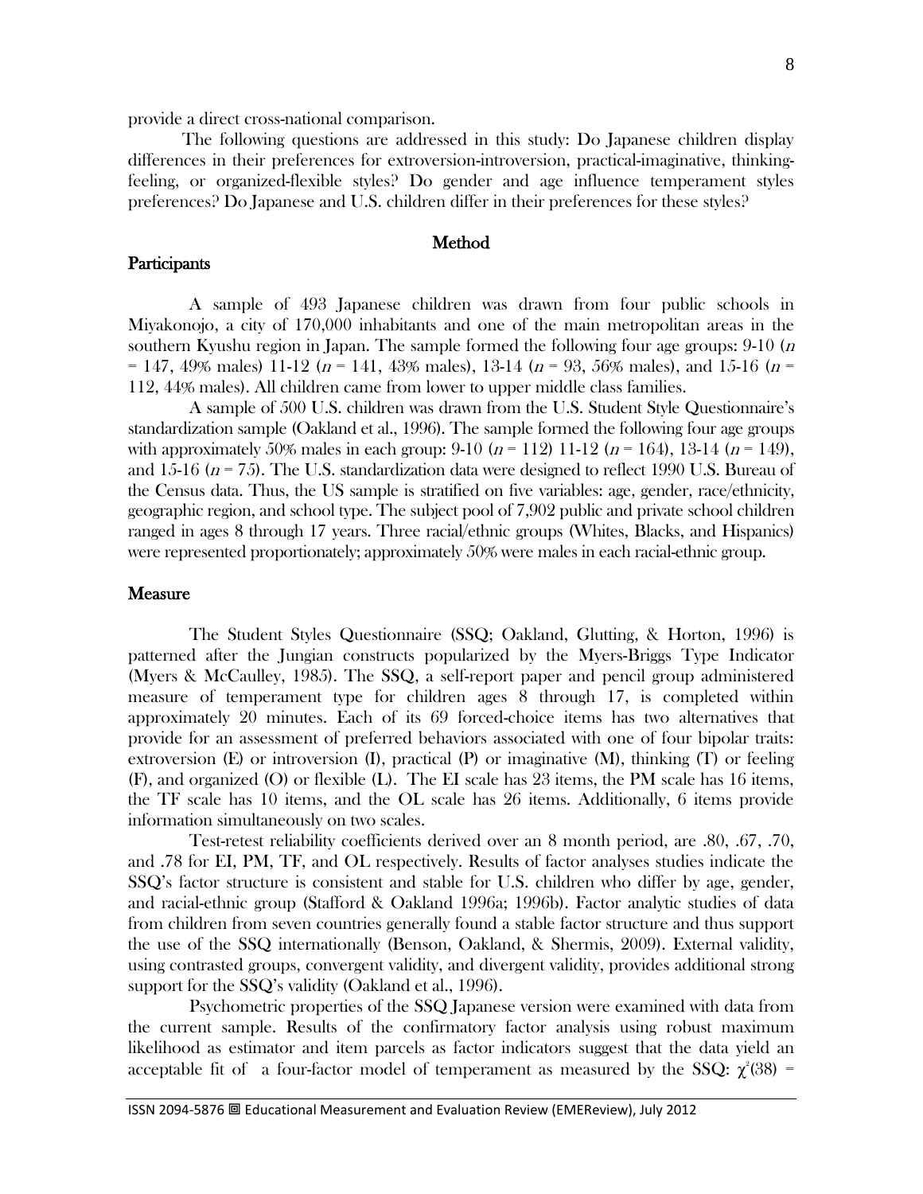provide a direct cross-national comparison.

The following questions are addressed in this study: Do Japanese children display differences in their preferences for extroversion-introversion, practical-imaginative, thinking-feeling, or organized-flexible styles? Do gender and age influence temperament styles preferences? Do Japanese and U.S. children differ in their preferences for these styles?

## Method

### Participants

A sample of 493 Japanese children was drawn from four public schools in Miyakonojo, a city of 170,000 inhabitants and one of the main metropolitan areas in the southern Kyushu region in Japan. The sample formed the following four age groups: 9-10 ($n$ = 147, 49% males) 11-12 ($n$ = 141, 43% males), 13-14 ($n$ = 93, 56% males), and 15-16 ($n$ = 112, 44% males). All children came from lower to upper middle class families.

A sample of 500 U.S. children was drawn from the U.S. Student Style Questionnaire's standardization sample (Oakland et al., 1996). The sample formed the following four age groups with approximately 50% males in each group: 9-10 ($n$ = 112) 11-12 ($n$ = 164), 13-14 ($n$ = 149), and 15-16 ($n$ = 75). The U.S. standardization data were designed to reflect 1990 U.S. Bureau of the Census data. Thus, the US sample is stratified on five variables: age, gender, race/ethnicity, geographic region, and school type. The subject pool of 7,902 public and private school children ranged in ages 8 through 17 years. Three racial/ethnic groups (Whites, Blacks, and Hispanics) were represented proportionately; approximately 50% were males in each racial-ethnic group.

### Measure

The Student Styles Questionnaire (SSQ; Oakland, Glutting, & Horton, 1996) is patterned after the Jungian constructs popularized by the Myers-Briggs Type Indicator (Myers & McCaulley, 1985). The SSQ, a self-report paper and pencil group administered measure of temperament type for children ages 8 through 17, is completed within approximately 20 minutes. Each of its 69 forced-choice items has two alternatives that provide for an assessment of preferred behaviors associated with one of four bipolar traits: extroversion (E) or introversion (I), practical (P) or imaginative (M), thinking (T) or feeling (F), and organized (O) or flexible (L). The EI scale has 23 items, the PM scale has 16 items, the TF scale has 10 items, and the OL scale has 26 items. Additionally, 6 items provide information simultaneously on two scales.

Test-retest reliability coefficients derived over an 8 month period, are .80, .67, .70, and .78 for EI, PM, TF, and OL respectively. Results of factor analyses studies indicate the SSQ's factor structure is consistent and stable for U.S. children who differ by age, gender, and racial-ethnic group (Stafford & Oakland 1996a; 1996b). Factor analytic studies of data from children from seven countries generally found a stable factor structure and thus support the use of the SSQ internationally (Benson, Oakland, & Shermis, 2009). External validity, using contrasted groups, convergent validity, and divergent validity, provides additional strong support for the SSQ's validity (Oakland et al., 1996).

Psychometric properties of the SSQ Japanese version were examined with data from the current sample. Results of the confirmatory factor analysis using robust maximum likelihood as estimator and item parcels as factor indicators suggest that the data yield an acceptable fit of a four-factor model of temperament as measured by the SSQ: $\chi^2(38)$ =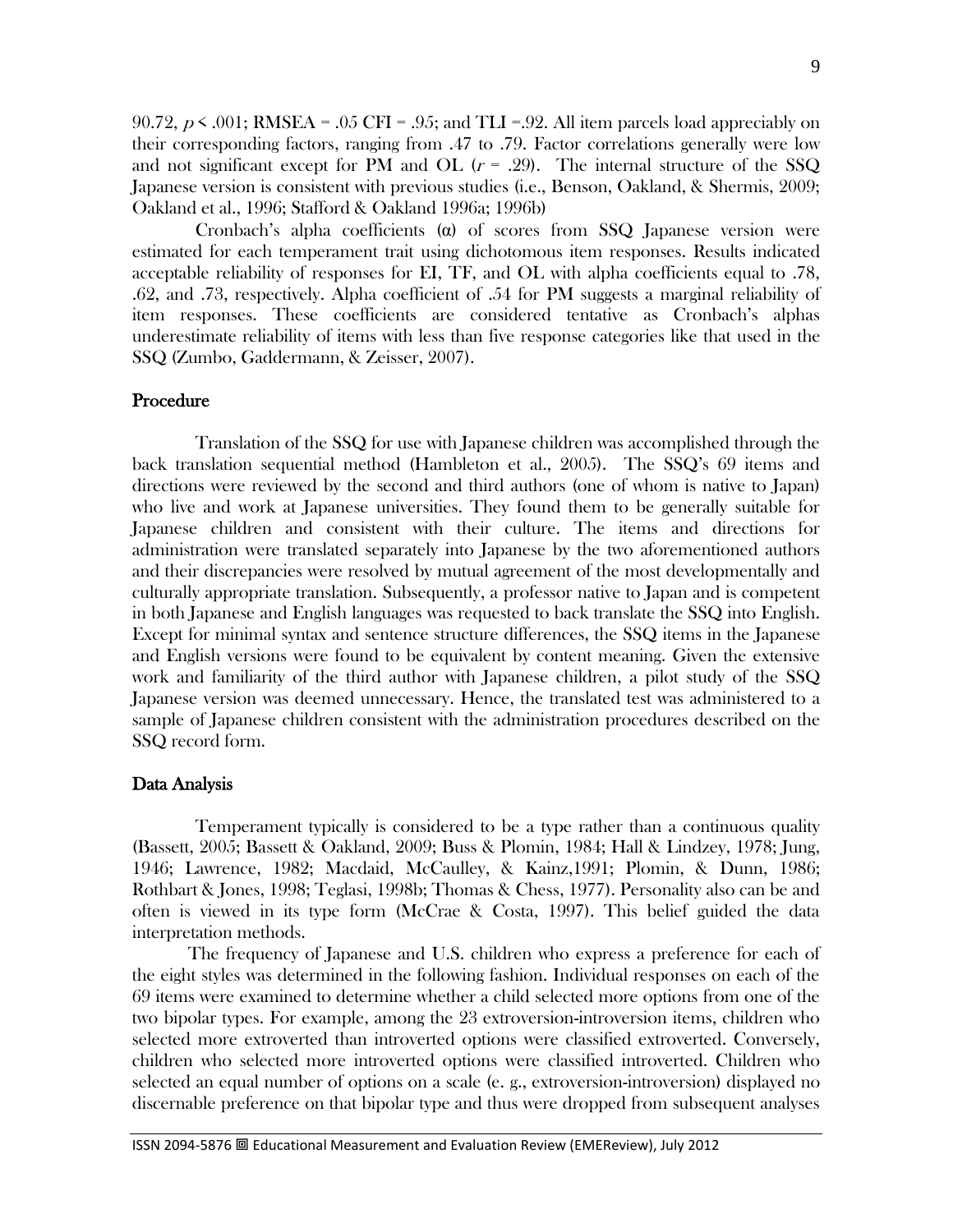90.72, $p < .001$; RMSEA = .05 CFI = .95; and TLI =.92. All item parcels load appreciably on their corresponding factors, ranging from .47 to .79. Factor correlations generally were low and not significant except for PM and OL ($r$ = .29). The internal structure of the SSQ Japanese version is consistent with previous studies (i.e., Benson, Oakland, & Shermis, 2009; Oakland et al., 1996; Stafford & Oakland 1996a; 1996b)

Cronbach's alpha coefficients (α) of scores from SSQ Japanese version were estimated for each temperament trait using dichotomous item responses. Results indicated acceptable reliability of responses for EI, TF, and OL with alpha coefficients equal to .78, .62, and .73, respectively. Alpha coefficient of .54 for PM suggests a marginal reliability of item responses. These coefficients are considered tentative as Cronbach's alphas underestimate reliability of items with less than five response categories like that used in the SSQ (Zumbo, Gaddermann, & Zeisser, 2007).

## Procedure

Translation of the SSQ for use with Japanese children was accomplished through the back translation sequential method (Hambleton et al., 2005). The SSQ's 69 items and directions were reviewed by the second and third authors (one of whom is native to Japan) who live and work at Japanese universities. They found them to be generally suitable for Japanese children and consistent with their culture. The items and directions for administration were translated separately into Japanese by the two aforementioned authors and their discrepancies were resolved by mutual agreement of the most developmentally and culturally appropriate translation. Subsequently, a professor native to Japan and is competent in both Japanese and English languages was requested to back translate the SSQ into English. Except for minimal syntax and sentence structure differences, the SSQ items in the Japanese and English versions were found to be equivalent by content meaning. Given the extensive work and familiarity of the third author with Japanese children, a pilot study of the SSQ Japanese version was deemed unnecessary. Hence, the translated test was administered to a sample of Japanese children consistent with the administration procedures described on the SSQ record form.

## Data Analysis

Temperament typically is considered to be a type rather than a continuous quality (Bassett, 2005; Bassett & Oakland, 2009; Buss & Plomin, 1984; Hall & Lindzey, 1978; Jung, 1946; Lawrence, 1982; Macdaid, McCaulley, & Kainz,1991; Plomin, & Dunn, 1986; Rothbart & Jones, 1998; Teglasi, 1998b; Thomas & Chess, 1977). Personality also can be and often is viewed in its type form (McCrae & Costa, 1997). This belief guided the data interpretation methods.

The frequency of Japanese and U.S. children who express a preference for each of the eight styles was determined in the following fashion. Individual responses on each of the 69 items were examined to determine whether a child selected more options from one of the two bipolar types. For example, among the 23 extroversion-introversion items, children who selected more extroverted than introverted options were classified extroverted. Conversely, children who selected more introverted options were classified introverted. Children who selected an equal number of options on a scale (e. g., extroversion-introversion) displayed no discernable preference on that bipolar type and thus were dropped from subsequent analyses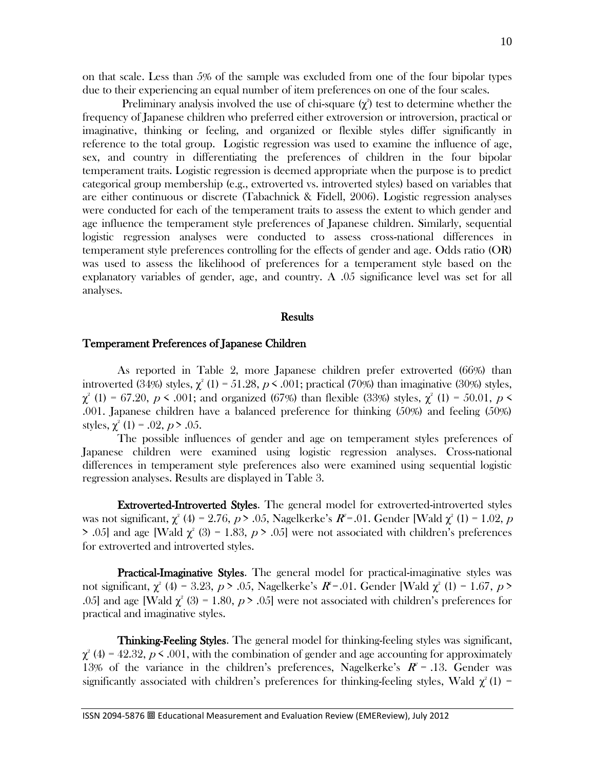on that scale. Less than 5% of the sample was excluded from one of the four bipolar types due to their experiencing an equal number of item preferences on one of the four scales.

Preliminary analysis involved the use of chi-square ($\chi^2$) test to determine whether the frequency of Japanese children who preferred either extroversion or introversion, practical or imaginative, thinking or feeling, and organized or flexible styles differ significantly in reference to the total group. Logistic regression was used to examine the influence of age, sex, and country in differentiating the preferences of children in the four bipolar temperament traits. Logistic regression is deemed appropriate when the purpose is to predict categorical group membership (e.g., extroverted vs. introverted styles) based on variables that are either continuous or discrete (Tabachnick & Fidell, 2006). Logistic regression analyses were conducted for each of the temperament traits to assess the extent to which gender and age influence the temperament style preferences of Japanese children. Similarly, sequential logistic regression analyses were conducted to assess cross-national differences in temperament style preferences controlling for the effects of gender and age. Odds ratio (OR) was used to assess the likelihood of preferences for a temperament style based on the explanatory variables of gender, age, and country. A .05 significance level was set for all analyses.

## Results

### Temperament Preferences of Japanese Children

As reported in Table 2, more Japanese children prefer extroverted (66%) than introverted (34%) styles, $\chi^2$ (1) = 51.28, $p < .001$; practical (70%) than imaginative (30%) styles, $\chi^2$ (1) = 67.20, $p < .001$; and organized (67%) than flexible (33%) styles, $\chi^2$ (1) = 50.01, $p < .001$. Japanese children have a balanced preference for thinking (50%) and feeling (50%) styles, $\chi^2$ (1) = .02, $p > .05$.

The possible influences of gender and age on temperament styles preferences of Japanese children were examined using logistic regression analyses. Cross-national differences in temperament style preferences also were examined using sequential logistic regression analyses. Results are displayed in Table 3.

**Extroverted-Introverted Styles**. The general model for extroverted-introverted styles was not significant, $\chi^2$ (4) = 2.76, $p > .05$, Nagelkerke's $R^2$ =.01. Gender [Wald $\chi^2$ (1) = 1.02, $p > .05$] and age [Wald $\chi^2$ (3) = 1.83, $p > .05$] were not associated with children's preferences for extroverted and introverted styles.

**Practical-Imaginative Styles**. The general model for practical-imaginative styles was not significant, $\chi^2$ (4) = 3.23, $p > .05$, Nagelkerke's $R^2$ =.01. Gender [Wald $\chi^2$ (1) = 1.67, $p > .05$] and age [Wald $\chi^2$ (3) = 1.80, $p > .05$] were not associated with children's preferences for practical and imaginative styles.

**Thinking-Feeling Styles**. The general model for thinking-feeling styles was significant, $\chi^2$ (4) = 42.32, $p < .001$, with the combination of gender and age accounting for approximately 13% of the variance in the children's preferences, Nagelkerke's $R^2$ = .13. Gender was significantly associated with children's preferences for thinking-feeling styles, Wald $\chi^2$ (1) =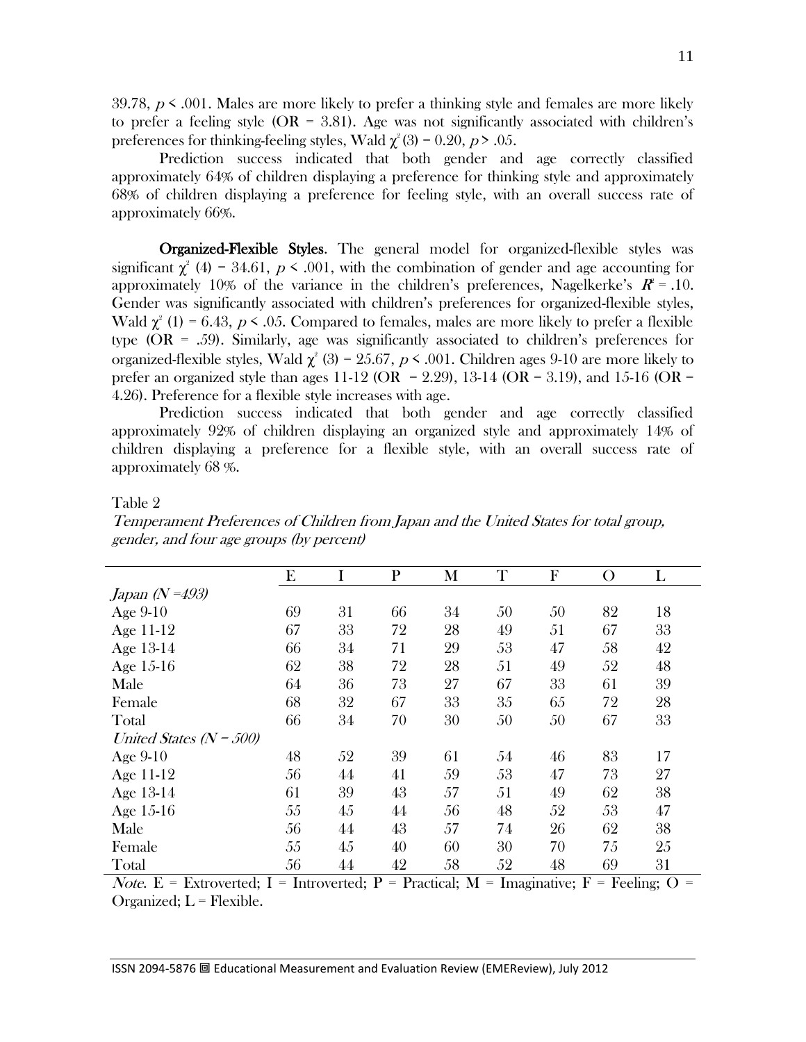39.78, $p < .001$. Males are more likely to prefer a thinking style and females are more likely to prefer a feeling style (OR = 3.81). Age was not significantly associated with children's preferences for thinking-feeling styles, Wald $\chi^2(3) = 0.20$, $p > .05$.

Prediction success indicated that both gender and age correctly classified approximately 64% of children displaying a preference for thinking style and approximately 68% of children displaying a preference for feeling style, with an overall success rate of approximately 66%.

**Organized-Flexible Styles**. The general model for organized-flexible styles was significant $\chi^2$ (4) = 34.61, $p < .001$, with the combination of gender and age accounting for approximately 10% of the variance in the children's preferences, Nagelkerke's $R^2 = .10$. Gender was significantly associated with children's preferences for organized-flexible styles, Wald $\chi^2$ (1) = 6.43, $p < .05$. Compared to females, males are more likely to prefer a flexible type (OR = .59). Similarly, age was significantly associated to children's preferences for organized-flexible styles, Wald $\chi^2$ (3) = 25.67, $p < .001$. Children ages 9-10 are more likely to prefer an organized style than ages 11-12 (OR = 2.29), 13-14 (OR = 3.19), and 15-16 (OR = 4.26). Preference for a flexible style increases with age.

Prediction success indicated that both gender and age correctly classified approximately 92% of children displaying an organized style and approximately 14% of children displaying a preference for a flexible style, with an overall success rate of approximately 68 %.

Table 2

*Temperament Preferences of Children from Japan and the United States for total group, gender, and four age groups (by percent)*

| | E | I | P | M | T | F | O | L |
|---|---|---|---|---|---|---|---|---|
| *Japan (N =493)* | | | | | | | | |
| Age 9-10 | 69 | 31 | 66 | 34 | 50 | 50 | 82 | 18 |
| Age 11-12 | 67 | 33 | 72 | 28 | 49 | 51 | 67 | 33 |
| Age 13-14 | 66 | 34 | 71 | 29 | 53 | 47 | 58 | 42 |
| Age 15-16 | 62 | 38 | 72 | 28 | 51 | 49 | 52 | 48 |
| Male | 64 | 36 | 73 | 27 | 67 | 33 | 61 | 39 |
| Female | 68 | 32 | 67 | 33 | 35 | 65 | 72 | 28 |
| Total | 66 | 34 | 70 | 30 | 50 | 50 | 67 | 33 |
| *United States (N = 500)* | | | | | | | | |
| Age 9-10 | 48 | 52 | 39 | 61 | 54 | 46 | 83 | 17 |
| Age 11-12 | 56 | 44 | 41 | 59 | 53 | 47 | 73 | 27 |
| Age 13-14 | 61 | 39 | 43 | 57 | 51 | 49 | 62 | 38 |
| Age 15-16 | 55 | 45 | 44 | 56 | 48 | 52 | 53 | 47 |
| Male | 56 | 44 | 43 | 57 | 74 | 26 | 62 | 38 |
| Female | 55 | 45 | 40 | 60 | 30 | 70 | 75 | 25 |
| Total | 56 | 44 | 42 | 58 | 52 | 48 | 69 | 31 |

*Note*. E = Extroverted; I = Introverted; P = Practical; M = Imaginative; F = Feeling; O = Organized; L = Flexible.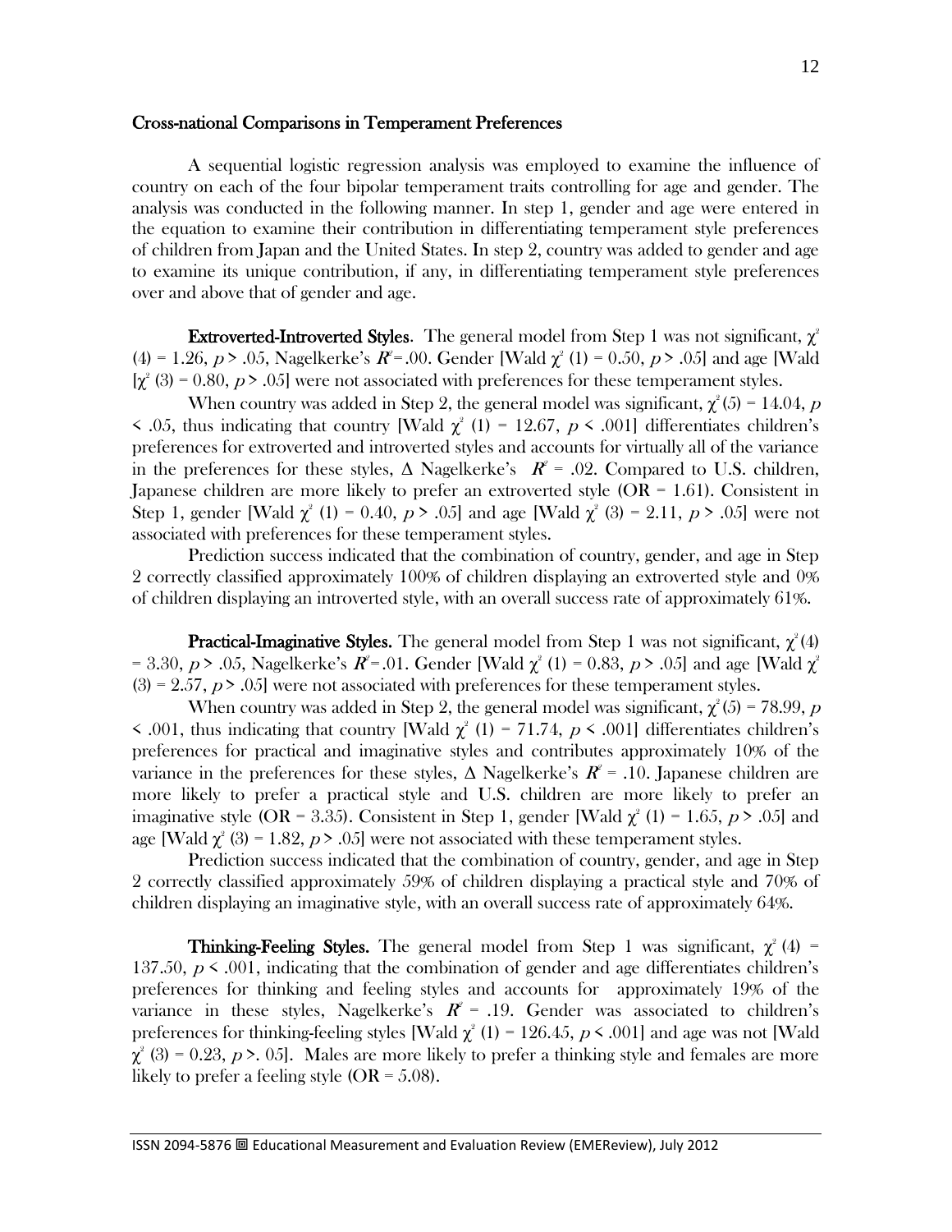## Cross-national Comparisons in Temperament Preferences

A sequential logistic regression analysis was employed to examine the influence of country on each of the four bipolar temperament traits controlling for age and gender. The analysis was conducted in the following manner. In step 1, gender and age were entered in the equation to examine their contribution in differentiating temperament style preferences of children from Japan and the United States. In step 2, country was added to gender and age to examine its unique contribution, if any, in differentiating temperament style preferences over and above that of gender and age.

**Extroverted-Introverted Styles**. The general model from Step 1 was not significant, $\chi^2$ (4) = 1.26, $p > .05$, Nagelkerke's $R^2 = .00$. Gender [Wald $\chi^2$ (1) = 0.50, $p > .05$] and age [Wald [$\chi^2$ (3) = 0.80, $p > .05$] were not associated with preferences for these temperament styles.

When country was added in Step 2, the general model was significant, $\chi^2(5) = 14.04$, $p < .05$, thus indicating that country [Wald $\chi^2$ (1) = 12.67, $p < .001$] differentiates children's preferences for extroverted and introverted styles and accounts for virtually all of the variance in the preferences for these styles, $\Delta$ Nagelkerke's $R^2 = .02$. Compared to U.S. children, Japanese children are more likely to prefer an extroverted style (OR = 1.61). Consistent in Step 1, gender [Wald $\chi^2$ (1) = 0.40, $p > .05$] and age [Wald $\chi^2$ (3) = 2.11, $p > .05$] were not associated with preferences for these temperament styles.

Prediction success indicated that the combination of country, gender, and age in Step 2 correctly classified approximately 100% of children displaying an extroverted style and 0% of children displaying an introverted style, with an overall success rate of approximately 61%.

**Practical-Imaginative Styles.** The general model from Step 1 was not significant, $\chi^2(4) = 3.30$, $p > .05$, Nagelkerke's $R^2 = .01$. Gender [Wald $\chi^2$ (1) = 0.83, $p > .05$] and age [Wald $\chi^2$ (3) = 2.57, $p > .05$] were not associated with preferences for these temperament styles.

When country was added in Step 2, the general model was significant, $\chi^2(5) = 78.99$, $p < .001$, thus indicating that country [Wald $\chi^2$ (1) = 71.74, $p < .001$] differentiates children's preferences for practical and imaginative styles and contributes approximately 10% of the variance in the preferences for these styles, $\Delta$ Nagelkerke's $R^2 = .10$. Japanese children are more likely to prefer a practical style and U.S. children are more likely to prefer an imaginative style (OR = 3.35). Consistent in Step 1, gender [Wald $\chi^2$ (1) = 1.65, $p > .05$] and age [Wald $\chi^2$ (3) = 1.82, $p > .05$] were not associated with these temperament styles.

Prediction success indicated that the combination of country, gender, and age in Step 2 correctly classified approximately 59% of children displaying a practical style and 70% of children displaying an imaginative style, with an overall success rate of approximately 64%.

**Thinking-Feeling Styles.** The general model from Step 1 was significant, $\chi^2(4) = 137.50$, $p < .001$, indicating that the combination of gender and age differentiates children's preferences for thinking and feeling styles and accounts for approximately 19% of the variance in these styles, Nagelkerke's $R^2 = .19$. Gender was associated to children's preferences for thinking-feeling styles [Wald $\chi^2$ (1) = 126.45, $p < .001$] and age was not [Wald $\chi^2$ (3) = 0.23, $p >$. 05]. Males are more likely to prefer a thinking style and females are more likely to prefer a feeling style (OR = 5.08).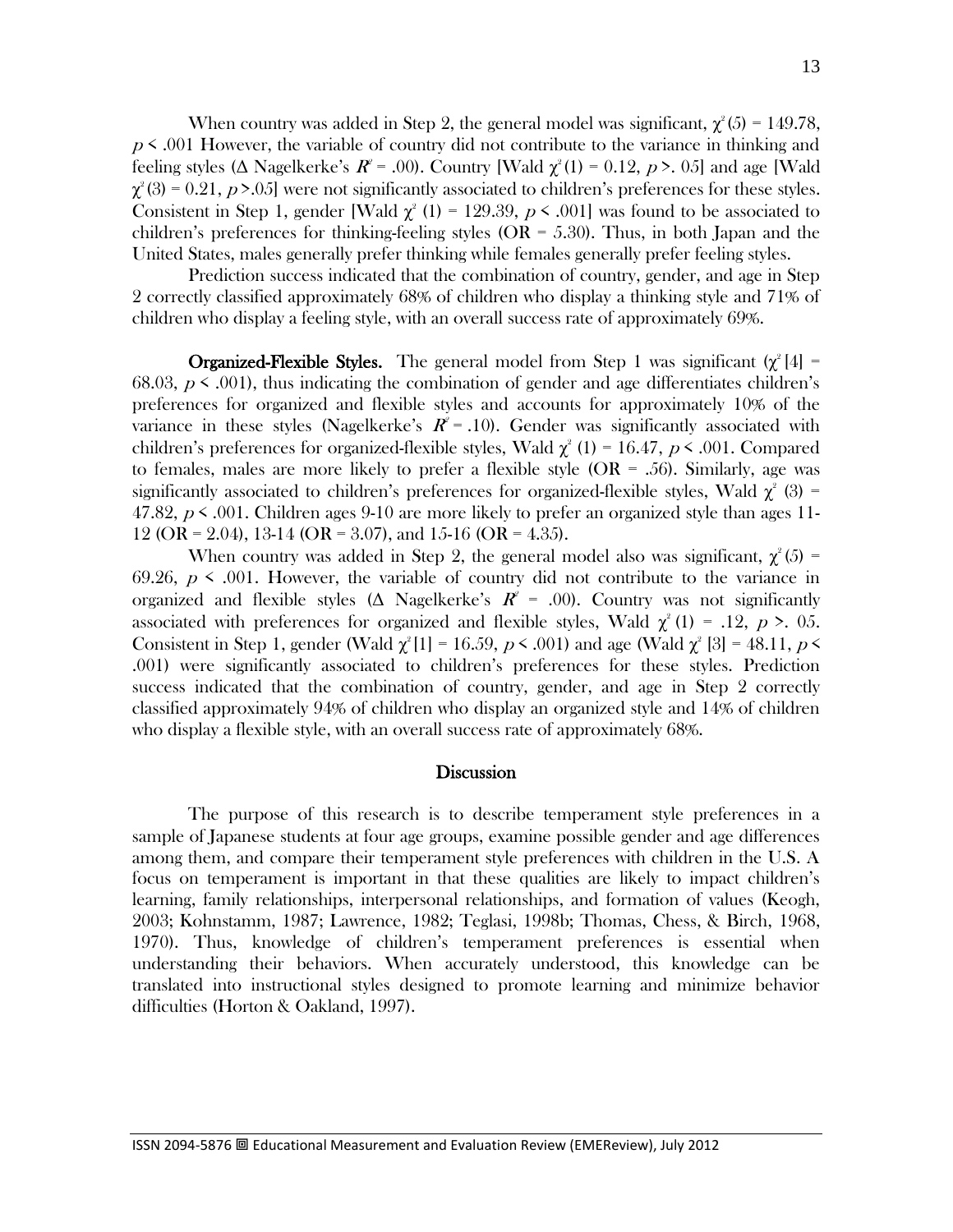When country was added in Step 2, the general model was significant, $\chi^2(5) = 149.78$, $p < .001$ However, the variable of country did not contribute to the variance in thinking and feeling styles (Δ Nagelkerke's $R^2 = .00$). Country [Wald $\chi^2(1) = 0.12$, $p >. 05$] and age [Wald $\chi^2(3) = 0.21$, $p > .05$] were not significantly associated to children's preferences for these styles. Consistent in Step 1, gender [Wald $\chi^2$ (1) = 129.39, $p < .001$] was found to be associated to children's preferences for thinking-feeling styles (OR = 5.30). Thus, in both Japan and the United States, males generally prefer thinking while females generally prefer feeling styles.

Prediction success indicated that the combination of country, gender, and age in Step 2 correctly classified approximately 68% of children who display a thinking style and 71% of children who display a feeling style, with an overall success rate of approximately 69%.

**Organized-Flexible Styles.** The general model from Step 1 was significant ($\chi^2[4] = 68.03$, $p < .001$), thus indicating the combination of gender and age differentiates children's preferences for organized and flexible styles and accounts for approximately 10% of the variance in these styles (Nagelkerke's $R^2 = .10$). Gender was significantly associated with children's preferences for organized-flexible styles, Wald $\chi^2$ (1) = 16.47, $p < .001$. Compared to females, males are more likely to prefer a flexible style (OR = .56). Similarly, age was significantly associated to children's preferences for organized-flexible styles, Wald $\chi^2$ (3) = 47.82, $p < .001$. Children ages 9-10 are more likely to prefer an organized style than ages 11-12 (OR = 2.04), 13-14 (OR = 3.07), and 15-16 (OR = 4.35).

When country was added in Step 2, the general model also was significant, $\chi^2(5) = 69.26$, $p < .001$. However, the variable of country did not contribute to the variance in organized and flexible styles (Δ Nagelkerke's $R^2 = .00$). Country was not significantly associated with preferences for organized and flexible styles, Wald $\chi^2(1) = .12$, $p >. 05$. Consistent in Step 1, gender (Wald $\chi^2[1] = 16.59$, $p < .001$) and age (Wald $\chi^2$ [3] = 48.11, $p < .001$) were significantly associated to children's preferences for these styles. Prediction success indicated that the combination of country, gender, and age in Step 2 correctly classified approximately 94% of children who display an organized style and 14% of children who display a flexible style, with an overall success rate of approximately 68%.

## Discussion

The purpose of this research is to describe temperament style preferences in a sample of Japanese students at four age groups, examine possible gender and age differences among them, and compare their temperament style preferences with children in the U.S. A focus on temperament is important in that these qualities are likely to impact children's learning, family relationships, interpersonal relationships, and formation of values (Keogh, 2003; Kohnstamm, 1987; Lawrence, 1982; Teglasi, 1998b; Thomas, Chess, & Birch, 1968, 1970). Thus, knowledge of children's temperament preferences is essential when understanding their behaviors. When accurately understood, this knowledge can be translated into instructional styles designed to promote learning and minimize behavior difficulties (Horton & Oakland, 1997).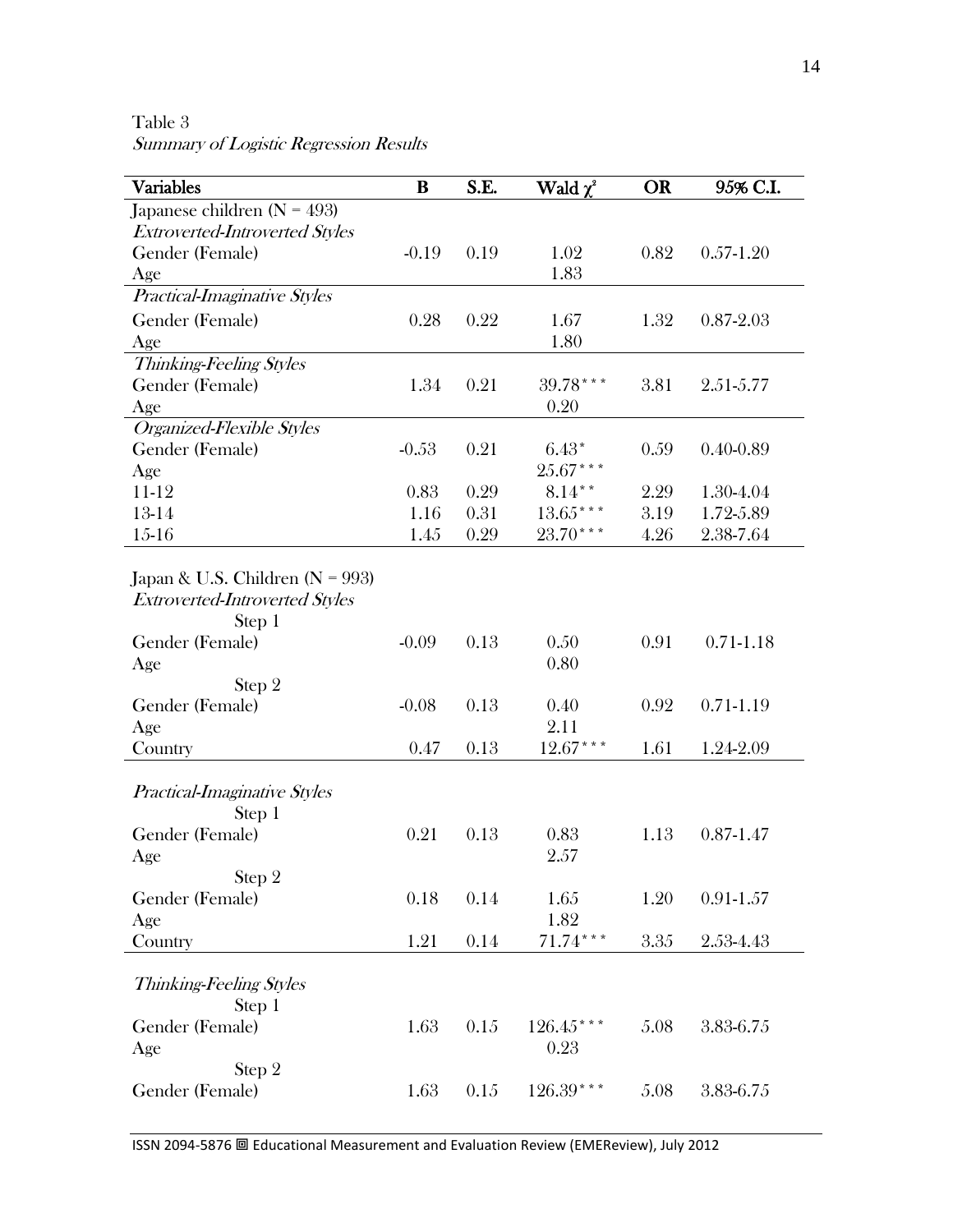Table 3

*Summary of Logistic Regression Results*

| Variables | B | S.E. | Wald $\chi^2$ | OR | 95% C.I. |
|---|---|---|---|---|---|
| Japanese children (N = 493) | | | | | |
| *Extroverted-Introverted Styles* | | | | | |
| Gender (Female) | -0.19 | 0.19 | 1.02 | 0.82 | 0.57-1.20 |
| Age | | | 1.83 | | |
| *Practical-Imaginative Styles* | | | | | |
| Gender (Female) | 0.28 | 0.22 | 1.67 | 1.32 | 0.87-2.03 |
| Age | | | 1.80 | | |
| *Thinking-Feeling Styles* | | | | | |
| Gender (Female) | 1.34 | 0.21 | 39.78*** | 3.81 | 2.51-5.77 |
| Age | | | 0.20 | | |
| *Organized-Flexible Styles* | | | | | |
| Gender (Female) | -0.53 | 0.21 | 6.43* | 0.59 | 0.40-0.89 |
| Age | | | 25.67*** | | |
| 11-12 | 0.83 | 0.29 | 8.14** | 2.29 | 1.30-4.04 |
| 13-14 | 1.16 | 0.31 | 13.65*** | 3.19 | 1.72-5.89 |
| 15-16 | 1.45 | 0.29 | 23.70*** | 4.26 | 2.38-7.64 |
| Japan & U.S. Children (N = 993) | | | | | |
| *Extroverted-Introverted Styles* | | | | | |
| Step 1 | | | | | |
| Gender (Female) | -0.09 | 0.13 | 0.50 | 0.91 | 0.71-1.18 |
| Age | | | 0.80 | | |
| Step 2 | | | | | |
| Gender (Female) | -0.08 | 0.13 | 0.40 | 0.92 | 0.71-1.19 |
| Age | | | 2.11 | | |
| Country | 0.47 | 0.13 | 12.67*** | 1.61 | 1.24-2.09 |
| *Practical-Imaginative Styles* | | | | | |
| Step 1 | | | | | |
| Gender (Female) | 0.21 | 0.13 | 0.83 | 1.13 | 0.87-1.47 |
| Age | | | 2.57 | | |
| Step 2 | | | | | |
| Gender (Female) | 0.18 | 0.14 | 1.65 | 1.20 | 0.91-1.57 |
| Age | | | 1.82 | | |
| Country | 1.21 | 0.14 | 71.74*** | 3.35 | 2.53-4.43 |
| *Thinking-Feeling Styles* | | | | | |
| Step 1 | | | | | |
| Gender (Female) | 1.63 | 0.15 | 126.45*** | 5.08 | 3.83-6.75 |
| Age | | | 0.23 | | |
| Step 2 | | | | | |
| Gender (Female) | 1.63 | 0.15 | 126.39*** | 5.08 | 3.83-6.75 |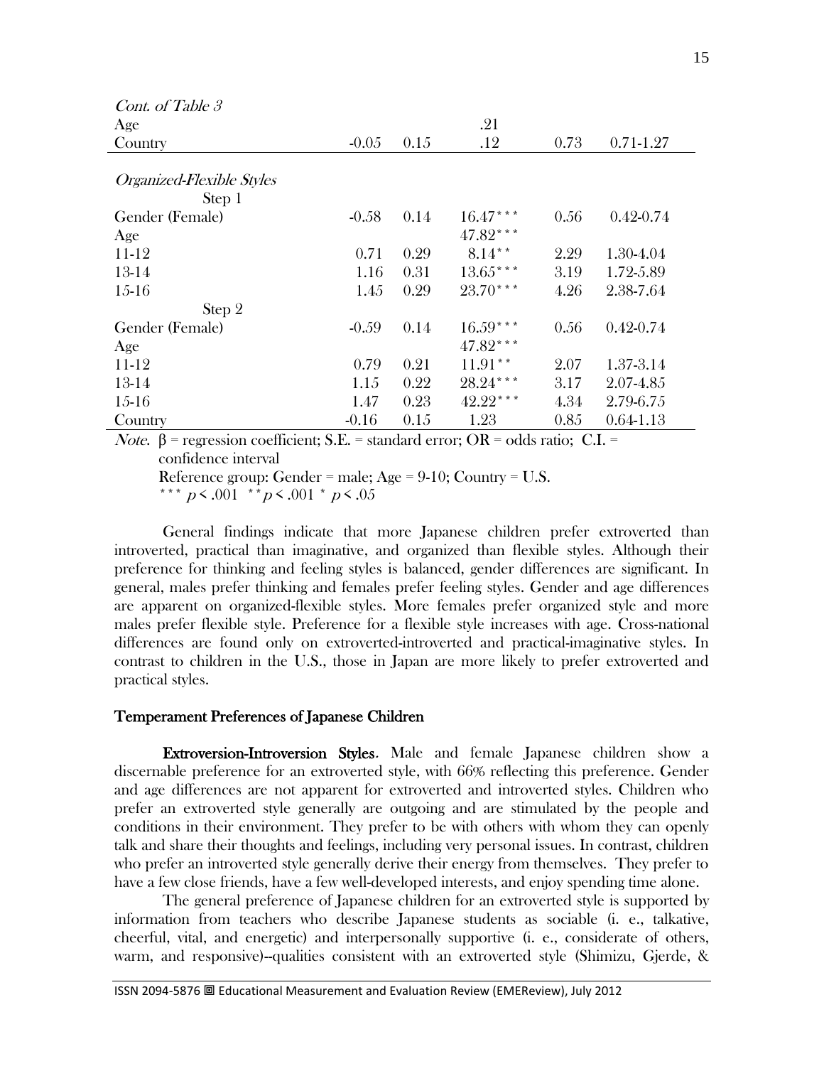*Cont. of Table 3*

| | β | S.E. | Wald | OR | C.I. |
|---|---|---|---|---|---|
| Age | | | .21 | | |
| Country | -0.05 | 0.15 | .12 | 0.73 | 0.71-1.27 |
| *Organized-Flexible Styles* | | | | | |
| Step 1 | | | | | |
| Gender (Female) | -0.58 | 0.14 | 16.47*** | 0.56 | 0.42-0.74 |
| Age | | | 47.82*** | | |
| 11-12 | 0.71 | 0.29 | 8.14** | 2.29 | 1.30-4.04 |
| 13-14 | 1.16 | 0.31 | 13.65*** | 3.19 | 1.72-5.89 |
| 15-16 | 1.45 | 0.29 | 23.70*** | 4.26 | 2.38-7.64 |
| Step 2 | | | | | |
| Gender (Female) | -0.59 | 0.14 | 16.59*** | 0.56 | 0.42-0.74 |
| Age | | | 47.82*** | | |
| 11-12 | 0.79 | 0.21 | 11.91** | 2.07 | 1.37-3.14 |
| 13-14 | 1.15 | 0.22 | 28.24*** | 3.17 | 2.07-4.85 |
| 15-16 | 1.47 | 0.23 | 42.22*** | 4.34 | 2.79-6.75 |
| Country | -0.16 | 0.15 | 1.23 | 0.85 | 0.64-1.13 |

*Note*. β = regression coefficient; S.E. = standard error; OR = odds ratio; C.I. = confidence interval
Reference group: Gender = male; Age = 9-10; Country = U.S.
*** $p < .001$ ** $p < .001$ * $p < .05$

General findings indicate that more Japanese children prefer extroverted than introverted, practical than imaginative, and organized than flexible styles. Although their preference for thinking and feeling styles is balanced, gender differences are significant. In general, males prefer thinking and females prefer feeling styles. Gender and age differences are apparent on organized-flexible styles. More females prefer organized style and more males prefer flexible style. Preference for a flexible style increases with age. Cross-national differences are found only on extroverted-introverted and practical-imaginative styles. In contrast to children in the U.S., those in Japan are more likely to prefer extroverted and practical styles.

## Temperament Preferences of Japanese Children

**Extroversion-Introversion Styles**. Male and female Japanese children show a discernable preference for an extroverted style, with 66% reflecting this preference. Gender and age differences are not apparent for extroverted and introverted styles. Children who prefer an extroverted style generally are outgoing and are stimulated by the people and conditions in their environment. They prefer to be with others with whom they can openly talk and share their thoughts and feelings, including very personal issues. In contrast, children who prefer an introverted style generally derive their energy from themselves. They prefer to have a few close friends, have a few well-developed interests, and enjoy spending time alone.

The general preference of Japanese children for an extroverted style is supported by information from teachers who describe Japanese students as sociable (i. e., talkative, cheerful, vital, and energetic) and interpersonally supportive (i. e., considerate of others, warm, and responsive)--qualities consistent with an extroverted style (Shimizu, Gjerde, &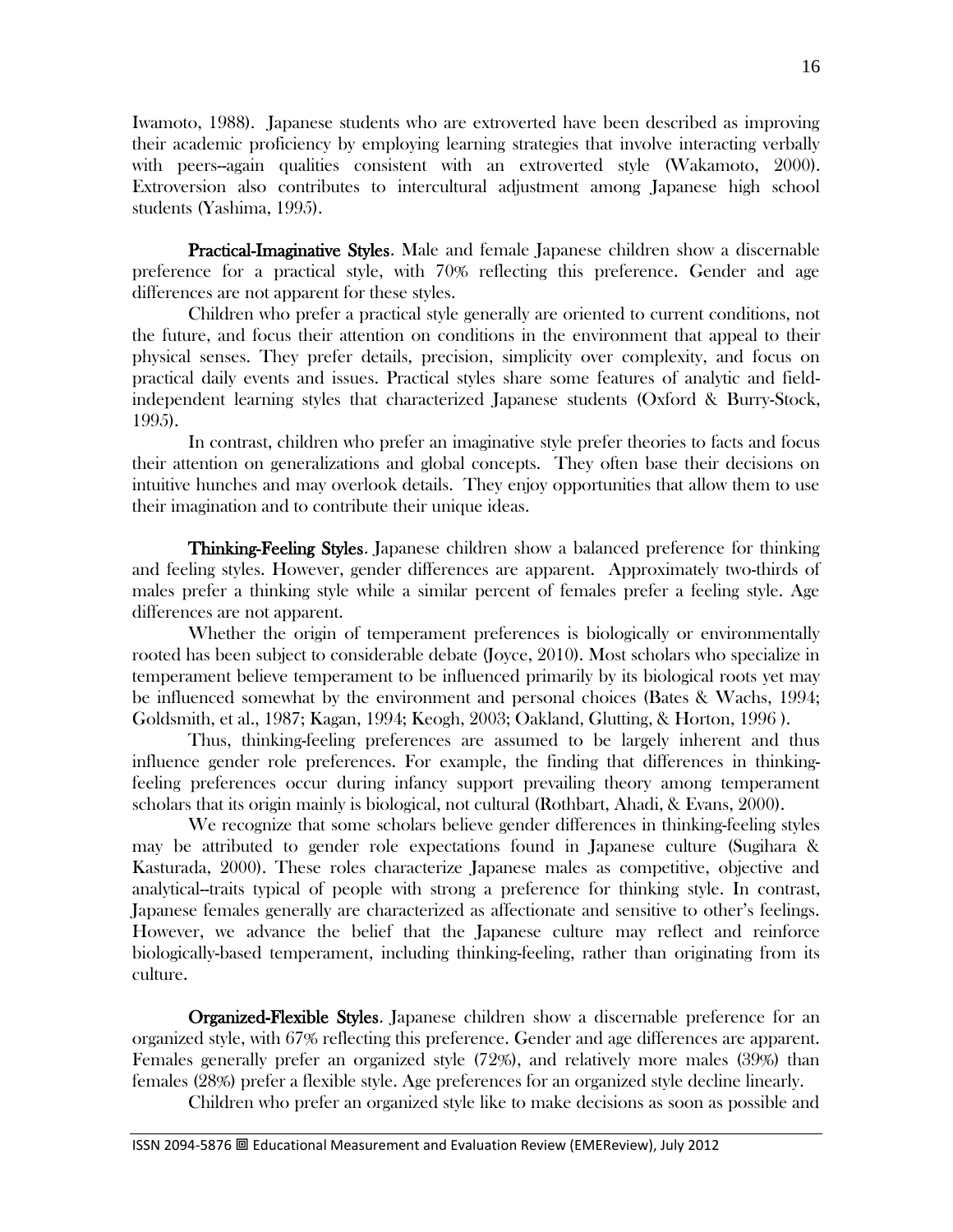Iwamoto, 1988). Japanese students who are extroverted have been described as improving their academic proficiency by employing learning strategies that involve interacting verbally with peers--again qualities consistent with an extroverted style (Wakamoto, 2000). Extroversion also contributes to intercultural adjustment among Japanese high school students (Yashima, 1995).

**Practical-Imaginative Styles**. Male and female Japanese children show a discernable preference for a practical style, with 70% reflecting this preference. Gender and age differences are not apparent for these styles.

Children who prefer a practical style generally are oriented to current conditions, not the future, and focus their attention on conditions in the environment that appeal to their physical senses. They prefer details, precision, simplicity over complexity, and focus on practical daily events and issues. Practical styles share some features of analytic and field-independent learning styles that characterized Japanese students (Oxford & Burry-Stock, 1995).

In contrast, children who prefer an imaginative style prefer theories to facts and focus their attention on generalizations and global concepts. They often base their decisions on intuitive hunches and may overlook details. They enjoy opportunities that allow them to use their imagination and to contribute their unique ideas.

**Thinking-Feeling Styles**. Japanese children show a balanced preference for thinking and feeling styles. However, gender differences are apparent. Approximately two-thirds of males prefer a thinking style while a similar percent of females prefer a feeling style. Age differences are not apparent.

Whether the origin of temperament preferences is biologically or environmentally rooted has been subject to considerable debate (Joyce, 2010). Most scholars who specialize in temperament believe temperament to be influenced primarily by its biological roots yet may be influenced somewhat by the environment and personal choices (Bates & Wachs, 1994; Goldsmith, et al., 1987; Kagan, 1994; Keogh, 2003; Oakland, Glutting, & Horton, 1996 ).

Thus, thinking-feeling preferences are assumed to be largely inherent and thus influence gender role preferences. For example, the finding that differences in thinking-feeling preferences occur during infancy support prevailing theory among temperament scholars that its origin mainly is biological, not cultural (Rothbart, Ahadi, & Evans, 2000).

We recognize that some scholars believe gender differences in thinking-feeling styles may be attributed to gender role expectations found in Japanese culture (Sugihara & Kasturada, 2000). These roles characterize Japanese males as competitive, objective and analytical--traits typical of people with strong a preference for thinking style. In contrast, Japanese females generally are characterized as affectionate and sensitive to other's feelings. However, we advance the belief that the Japanese culture may reflect and reinforce biologically-based temperament, including thinking-feeling, rather than originating from its culture.

**Organized-Flexible Styles**. Japanese children show a discernable preference for an organized style, with 67% reflecting this preference. Gender and age differences are apparent. Females generally prefer an organized style (72%), and relatively more males (39%) than females (28%) prefer a flexible style. Age preferences for an organized style decline linearly.

Children who prefer an organized style like to make decisions as soon as possible and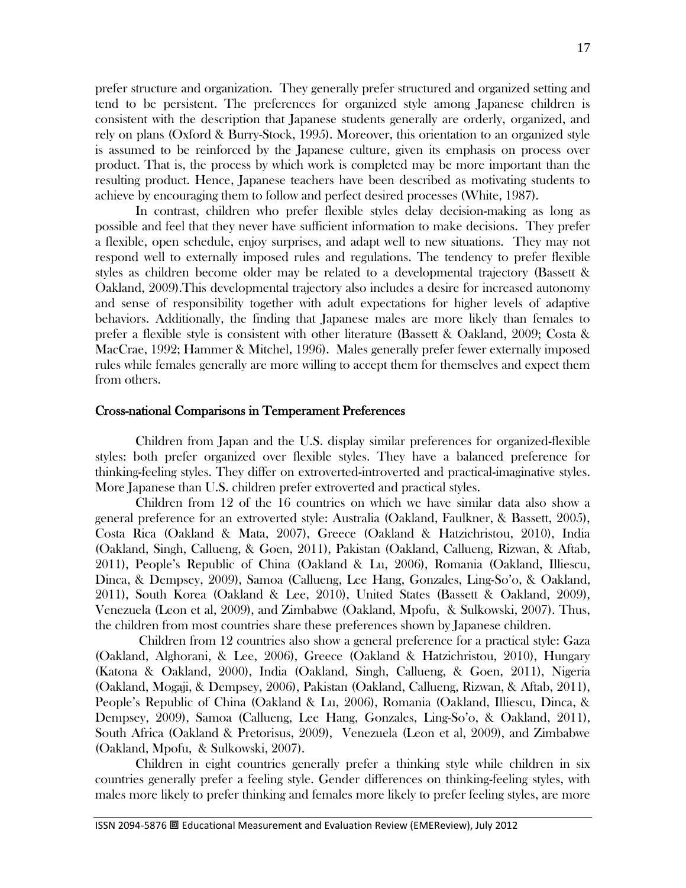prefer structure and organization. They generally prefer structured and organized setting and tend to be persistent. The preferences for organized style among Japanese children is consistent with the description that Japanese students generally are orderly, organized, and rely on plans (Oxford & Burry-Stock, 1995). Moreover, this orientation to an organized style is assumed to be reinforced by the Japanese culture, given its emphasis on process over product. That is, the process by which work is completed may be more important than the resulting product. Hence, Japanese teachers have been described as motivating students to achieve by encouraging them to follow and perfect desired processes (White, 1987).

In contrast, children who prefer flexible styles delay decision-making as long as possible and feel that they never have sufficient information to make decisions. They prefer a flexible, open schedule, enjoy surprises, and adapt well to new situations. They may not respond well to externally imposed rules and regulations. The tendency to prefer flexible styles as children become older may be related to a developmental trajectory (Bassett & Oakland, 2009).This developmental trajectory also includes a desire for increased autonomy and sense of responsibility together with adult expectations for higher levels of adaptive behaviors. Additionally, the finding that Japanese males are more likely than females to prefer a flexible style is consistent with other literature (Bassett & Oakland, 2009; Costa & MacCrae, 1992; Hammer & Mitchel, 1996). Males generally prefer fewer externally imposed rules while females generally are more willing to accept them for themselves and expect them from others.

## Cross-national Comparisons in Temperament Preferences

Children from Japan and the U.S. display similar preferences for organized-flexible styles: both prefer organized over flexible styles. They have a balanced preference for thinking-feeling styles. They differ on extroverted-introverted and practical-imaginative styles. More Japanese than U.S. children prefer extroverted and practical styles.

Children from 12 of the 16 countries on which we have similar data also show a general preference for an extroverted style: Australia (Oakland, Faulkner, & Bassett, 2005), Costa Rica (Oakland & Mata, 2007), Greece (Oakland & Hatzichristou, 2010), India (Oakland, Singh, Callueng, & Goen, 2011), Pakistan (Oakland, Callueng, Rizwan, & Aftab, 2011), People's Republic of China (Oakland & Lu, 2006), Romania (Oakland, Illiescu, Dinca, & Dempsey, 2009), Samoa (Callueng, Lee Hang, Gonzales, Ling-So'o, & Oakland, 2011), South Korea (Oakland & Lee, 2010), United States (Bassett & Oakland, 2009), Venezuela (Leon et al, 2009), and Zimbabwe (Oakland, Mpofu, & Sulkowski, 2007). Thus, the children from most countries share these preferences shown by Japanese children.

Children from 12 countries also show a general preference for a practical style: Gaza (Oakland, Alghorani, & Lee, 2006), Greece (Oakland & Hatzichristou, 2010), Hungary (Katona & Oakland, 2000), India (Oakland, Singh, Callueng, & Goen, 2011), Nigeria (Oakland, Mogaji, & Dempsey, 2006), Pakistan (Oakland, Callueng, Rizwan, & Aftab, 2011), People's Republic of China (Oakland & Lu, 2006), Romania (Oakland, Illiescu, Dinca, & Dempsey, 2009), Samoa (Callueng, Lee Hang, Gonzales, Ling-So'o, & Oakland, 2011), South Africa (Oakland & Pretorisus, 2009), Venezuela (Leon et al, 2009), and Zimbabwe (Oakland, Mpofu, & Sulkowski, 2007).

Children in eight countries generally prefer a thinking style while children in six countries generally prefer a feeling style. Gender differences on thinking-feeling styles, with males more likely to prefer thinking and females more likely to prefer feeling styles, are more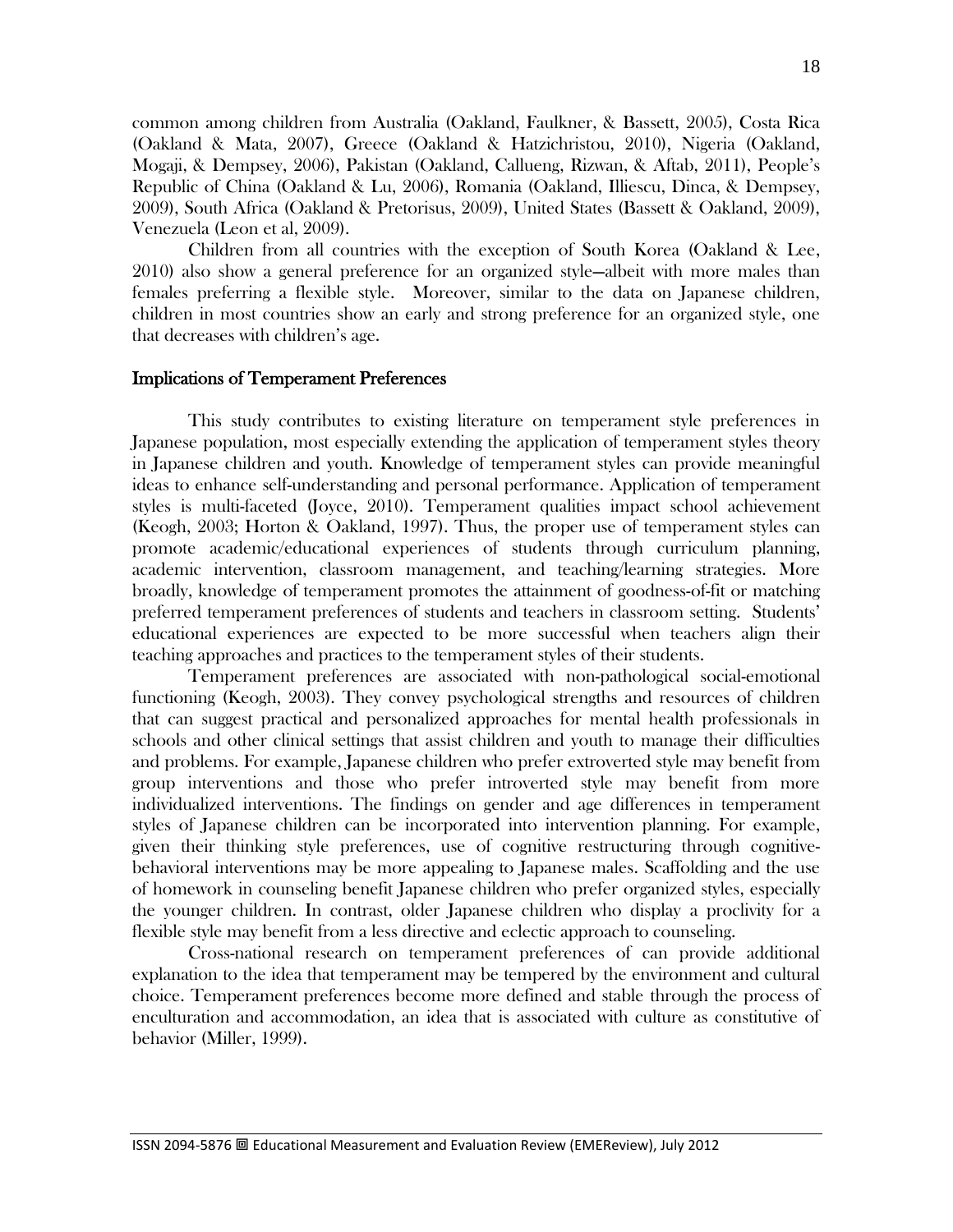common among children from Australia (Oakland, Faulkner, & Bassett, 2005), Costa Rica (Oakland & Mata, 2007), Greece (Oakland & Hatzichristou, 2010), Nigeria (Oakland, Mogaji, & Dempsey, 2006), Pakistan (Oakland, Callueng, Rizwan, & Aftab, 2011), People's Republic of China (Oakland & Lu, 2006), Romania (Oakland, Illiescu, Dinca, & Dempsey, 2009), South Africa (Oakland & Pretorisus, 2009), United States (Bassett & Oakland, 2009), Venezuela (Leon et al, 2009).

Children from all countries with the exception of South Korea (Oakland & Lee, 2010) also show a general preference for an organized style—albeit with more males than females preferring a flexible style. Moreover, similar to the data on Japanese children, children in most countries show an early and strong preference for an organized style, one that decreases with children's age.

## Implications of Temperament Preferences

This study contributes to existing literature on temperament style preferences in Japanese population, most especially extending the application of temperament styles theory in Japanese children and youth. Knowledge of temperament styles can provide meaningful ideas to enhance self-understanding and personal performance. Application of temperament styles is multi-faceted (Joyce, 2010). Temperament qualities impact school achievement (Keogh, 2003; Horton & Oakland, 1997). Thus, the proper use of temperament styles can promote academic/educational experiences of students through curriculum planning, academic intervention, classroom management, and teaching/learning strategies. More broadly, knowledge of temperament promotes the attainment of goodness-of-fit or matching preferred temperament preferences of students and teachers in classroom setting. Students' educational experiences are expected to be more successful when teachers align their teaching approaches and practices to the temperament styles of their students.

Temperament preferences are associated with non-pathological social-emotional functioning (Keogh, 2003). They convey psychological strengths and resources of children that can suggest practical and personalized approaches for mental health professionals in schools and other clinical settings that assist children and youth to manage their difficulties and problems. For example, Japanese children who prefer extroverted style may benefit from group interventions and those who prefer introverted style may benefit from more individualized interventions. The findings on gender and age differences in temperament styles of Japanese children can be incorporated into intervention planning. For example, given their thinking style preferences, use of cognitive restructuring through cognitive-behavioral interventions may be more appealing to Japanese males. Scaffolding and the use of homework in counseling benefit Japanese children who prefer organized styles, especially the younger children. In contrast, older Japanese children who display a proclivity for a flexible style may benefit from a less directive and eclectic approach to counseling.

Cross-national research on temperament preferences of can provide additional explanation to the idea that temperament may be tempered by the environment and cultural choice. Temperament preferences become more defined and stable through the process of enculturation and accommodation, an idea that is associated with culture as constitutive of behavior (Miller, 1999).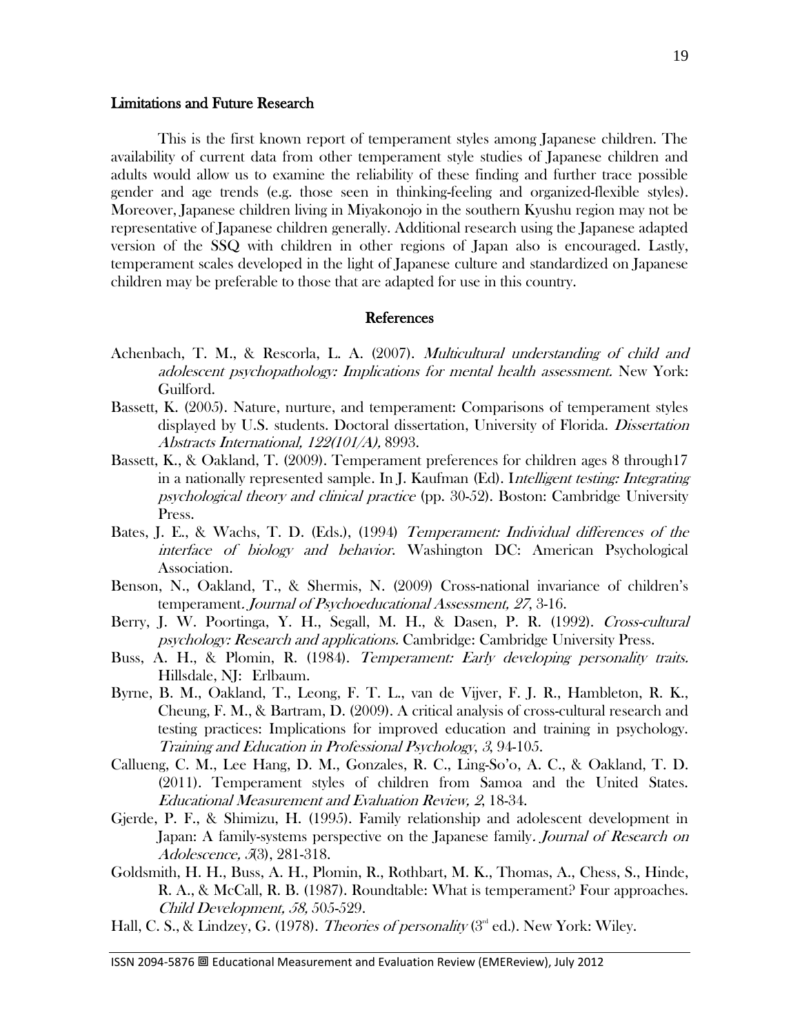### Limitations and Future Research

This is the first known report of temperament styles among Japanese children. The availability of current data from other temperament style studies of Japanese children and adults would allow us to examine the reliability of these finding and further trace possible gender and age trends (e.g. those seen in thinking-feeling and organized-flexible styles). Moreover, Japanese children living in Miyakonojo in the southern Kyushu region may not be representative of Japanese children generally. Additional research using the Japanese adapted version of the SSQ with children in other regions of Japan also is encouraged. Lastly, temperament scales developed in the light of Japanese culture and standardized on Japanese children may be preferable to those that are adapted for use in this country.

## References

Achenbach, T. M., & Rescorla, L. A. (2007). *Multicultural understanding of child and adolescent psychopathology: Implications for mental health assessment.* New York: Guilford.

Bassett, K. (2005). Nature, nurture, and temperament: Comparisons of temperament styles displayed by U.S. students. Doctoral dissertation, University of Florida. *Dissertation Abstracts International, 122(101/A),* 8993.

Bassett, K., & Oakland, T. (2009). Temperament preferences for children ages 8 through17 in a nationally represented sample. In J. Kaufman (Ed). I*ntelligent testing: Integrating psychological theory and clinical practice* (pp. 30-52). Boston: Cambridge University Press.

Bates, J. E., & Wachs, T. D. (Eds.), (1994) *Temperament: Individual differences of the interface of biology and behavior.* Washington DC: American Psychological Association.

Benson, N., Oakland, T., & Shermis, N. (2009) Cross-national invariance of children's temperament. *Journal of Psychoeducational Assessment, 27*, 3-16.

Berry, J. W. Poortinga, Y. H., Segall, M. H., & Dasen, P. R. (1992). *Cross-cultural psychology: Research and applications.* Cambridge: Cambridge University Press.

Buss, A. H., & Plomin, R. (1984). *Temperament: Early developing personality traits.* Hillsdale, NJ: Erlbaum.

Byrne, B. M., Oakland, T., Leong, F. T. L., van de Vijver, F. J. R., Hambleton, R. K., Cheung, F. M., & Bartram, D. (2009). A critical analysis of cross-cultural research and testing practices: Implications for improved education and training in psychology. *Training and Education in Professional Psychology*, *3*, 94-105.

Callueng, C. M., Lee Hang, D. M., Gonzales, R. C., Ling-So'o, A. C., & Oakland, T. D. (2011). Temperament styles of children from Samoa and the United States. *Educational Measurement and Evaluation Review, 2*, 18-34.

Gjerde, P. F., & Shimizu, H. (1995). Family relationship and adolescent development in Japan: A family-systems perspective on the Japanese family. *Journal of Research on Adolescence, 5*(3), 281-318.

Goldsmith, H. H., Buss, A. H., Plomin, R., Rothbart, M. K., Thomas, A., Chess, S., Hinde, R. A., & McCall, R. B. (1987). Roundtable: What is temperament? Four approaches. *Child Development, 58,* 505-529.

Hall, C. S., & Lindzey, G. (1978). *Theories of personality* (3rd ed.). New York: Wiley.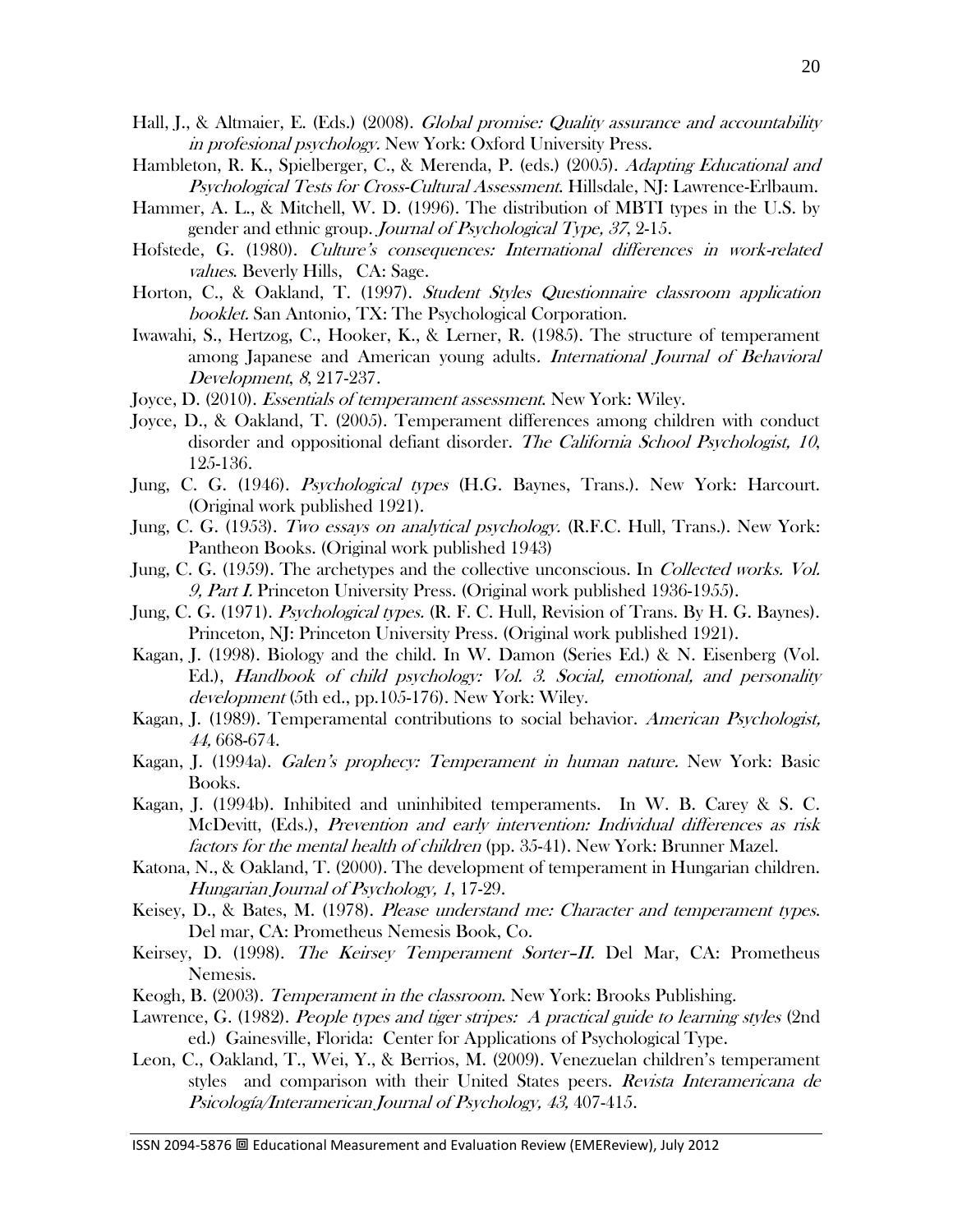Hall, J., & Altmaier, E. (Eds.) (2008). *Global promise: Quality assurance and accountability in profesional psychology.* New York: Oxford University Press.

Hambleton, R. K., Spielberger, C., & Merenda, P. (eds.) (2005). *Adapting Educational and Psychological Tests for Cross-Cultural Assessment.* Hillsdale, NJ: Lawrence-Erlbaum.

Hammer, A. L., & Mitchell, W. D. (1996). The distribution of MBTI types in the U.S. by gender and ethnic group. *Journal of Psychological Type, 37*, 2-15.

Hofstede, G. (1980). *Culture's consequences: International differences in work-related values.* Beverly Hills, CA: Sage.

Horton, C., & Oakland, T. (1997). *Student Styles Questionnaire classroom application booklet.* San Antonio, TX: The Psychological Corporation.

Iwawahi, S., Hertzog, C., Hooker, K., & Lerner, R. (1985). The structure of temperament among Japanese and American young adults. *International Journal of Behavioral Development, 8*, 217-237.

Joyce, D. (2010). *Essentials of temperament assessment.* New York: Wiley.

Joyce, D., & Oakland, T. (2005). Temperament differences among children with conduct disorder and oppositional defiant disorder. *The California School Psychologist, 10*, 125-136.

Jung, C. G. (1946). *Psychological types* (H.G. Baynes, Trans.). New York: Harcourt. (Original work published 1921).

Jung, C. G. (1953). *Two essays on analytical psychology.* (R.F.C. Hull, Trans.). New York: Pantheon Books. (Original work published 1943)

Jung, C. G. (1959). The archetypes and the collective unconscious. In *Collected works. Vol. 9, Part I.* Princeton University Press. (Original work published 1936-1955).

Jung, C. G. (1971). *Psychological types.* (R. F. C. Hull, Revision of Trans. By H. G. Baynes). Princeton, NJ: Princeton University Press. (Original work published 1921).

Kagan, J. (1998). Biology and the child. In W. Damon (Series Ed.) & N. Eisenberg (Vol. Ed.), *Handbook of child psychology: Vol. 3. Social, emotional, and personality development* (5th ed., pp.105-176). New York: Wiley.

Kagan, J. (1989). Temperamental contributions to social behavior. *American Psychologist, 44,* 668-674.

Kagan, J. (1994a). *Galen's prophecy: Temperament in human nature.* New York: Basic Books.

Kagan, J. (1994b). Inhibited and uninhibited temperaments. In W. B. Carey & S. C. McDevitt, (Eds.), *Prevention and early intervention: Individual differences as risk factors for the mental health of children* (pp. 35-41). New York: Brunner Mazel.

Katona, N., & Oakland, T. (2000). The development of temperament in Hungarian children. *Hungarian Journal of Psychology, 1*, 17-29.

Keisey, D., & Bates, M. (1978). *Please understand me: Character and temperament types.* Del mar, CA: Prometheus Nemesis Book, Co.

Keirsey, D. (1998). *The Keirsey Temperament Sorter–II.* Del Mar, CA: Prometheus Nemesis.

Keogh, B. (2003). *Temperament in the classroom.* New York: Brooks Publishing.

Lawrence, G. (1982). *People types and tiger stripes: A practical guide to learning styles* (2nd ed.) Gainesville, Florida: Center for Applications of Psychological Type.

Leon, C., Oakland, T., Wei, Y., & Berrios, M. (2009). Venezuelan children's temperament styles and comparison with their United States peers. *Revista Interamericana de Psicología/Interamerican Journal of Psychology, 43,* 407-415.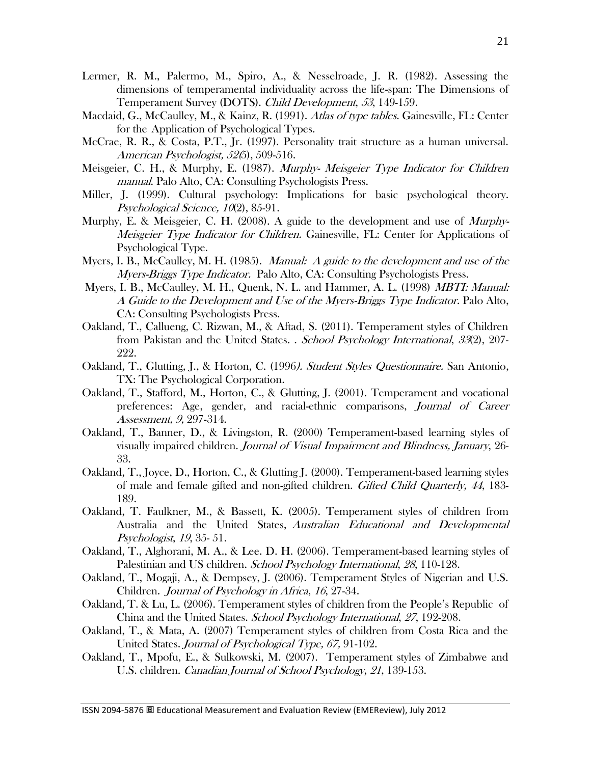Lermer, R. M., Palermo, M., Spiro, A., & Nesselroade, J. R. (1982). Assessing the dimensions of temperamental individuality across the life-span: The Dimensions of Temperament Survey (DOTS). *Child Development*, *53*, 149-159.

Macdaid, G., McCaulley, M., & Kainz, R. (1991). *Atlas of type tables*. Gainesville, FL: Center for the Application of Psychological Types.

McCrae, R. R., & Costa, P.T., Jr. (1997). Personality trait structure as a human universal. *American Psychologist, 52*(5), 509-516.

Meisgeier, C. H., & Murphy, E. (1987). *Murphy- Meisgeier Type Indicator for Children manual*. Palo Alto, CA: Consulting Psychologists Press.

Miller, J. (1999). Cultural psychology: Implications for basic psychological theory. *Psychological Science, 10*(2), 85-91.

Murphy, E. & Meisgeier, C. H. (2008). A guide to the development and use of *Murphy-Meisgeier Type Indicator for Children.* Gainesville, FL: Center for Applications of Psychological Type.

Myers, I. B., McCaulley, M. H. (1985). *Manual: A guide to the development and use of the Myers-Briggs Type Indicator.* Palo Alto, CA: Consulting Psychologists Press.

Myers, I. B., McCaulley, M. H., Quenk, N. L. and Hammer, A. L. (1998) *MBTI: Manual: A Guide to the Development and Use of the Myers-Briggs Type Indicator.* Palo Alto, CA: Consulting Psychologists Press.

Oakland, T., Callueng, C. Rizwan, M., & Aftad, S. (2011). Temperament styles of Children from Pakistan and the United States. . *School Psychology International*, *33*(2), 207-222.

Oakland, T., Glutting, J., & Horton, C. (1996). *Student Styles Questionnaire.* San Antonio, TX: The Psychological Corporation.

Oakland, T., Stafford, M., Horton, C., & Glutting, J. (2001). Temperament and vocational preferences: Age, gender, and racial-ethnic comparisons, *Journal of Career Assessment, 9,* 297-314.

Oakland, T., Banner, D., & Livingston, R. (2000) Temperament-based learning styles of visually impaired children. *Journal of Visual Impairment and Blindness, January*, 26-33.

Oakland, T., Joyce, D., Horton, C., & Glutting J. (2000). Temperament-based learning styles of male and female gifted and non-gifted children. *Gifted Child Quarterly, 44*, 183-189.

Oakland, T. Faulkner, M., & Bassett, K. (2005). Temperament styles of children from Australia and the United States, *Australian Educational and Developmental Psychologist*, *19*, 35- 51.

Oakland, T., Alghorani, M. A., & Lee. D. H. (2006). Temperament-based learning styles of Palestinian and US children. *School Psychology International, 28*, 110-128.

Oakland, T., Mogaji, A., & Dempsey, J. (2006). Temperament Styles of Nigerian and U.S. Children. *Journal of Psychology in Africa*, *16*, 27-34.

Oakland, T. & Lu, L. (2006). Temperament styles of children from the People's Republic of China and the United States. *School Psychology International, 27*, 192-208.

Oakland, T., & Mata, A. (2007) Temperament styles of children from Costa Rica and the United States. *Journal of Psychological Type, 67,* 91-102.

Oakland, T., Mpofu, E., & Sulkowski, M. (2007). Temperament styles of Zimbabwe and U.S. children. *Canadian Journal of School Psychology*, *21*, 139-153.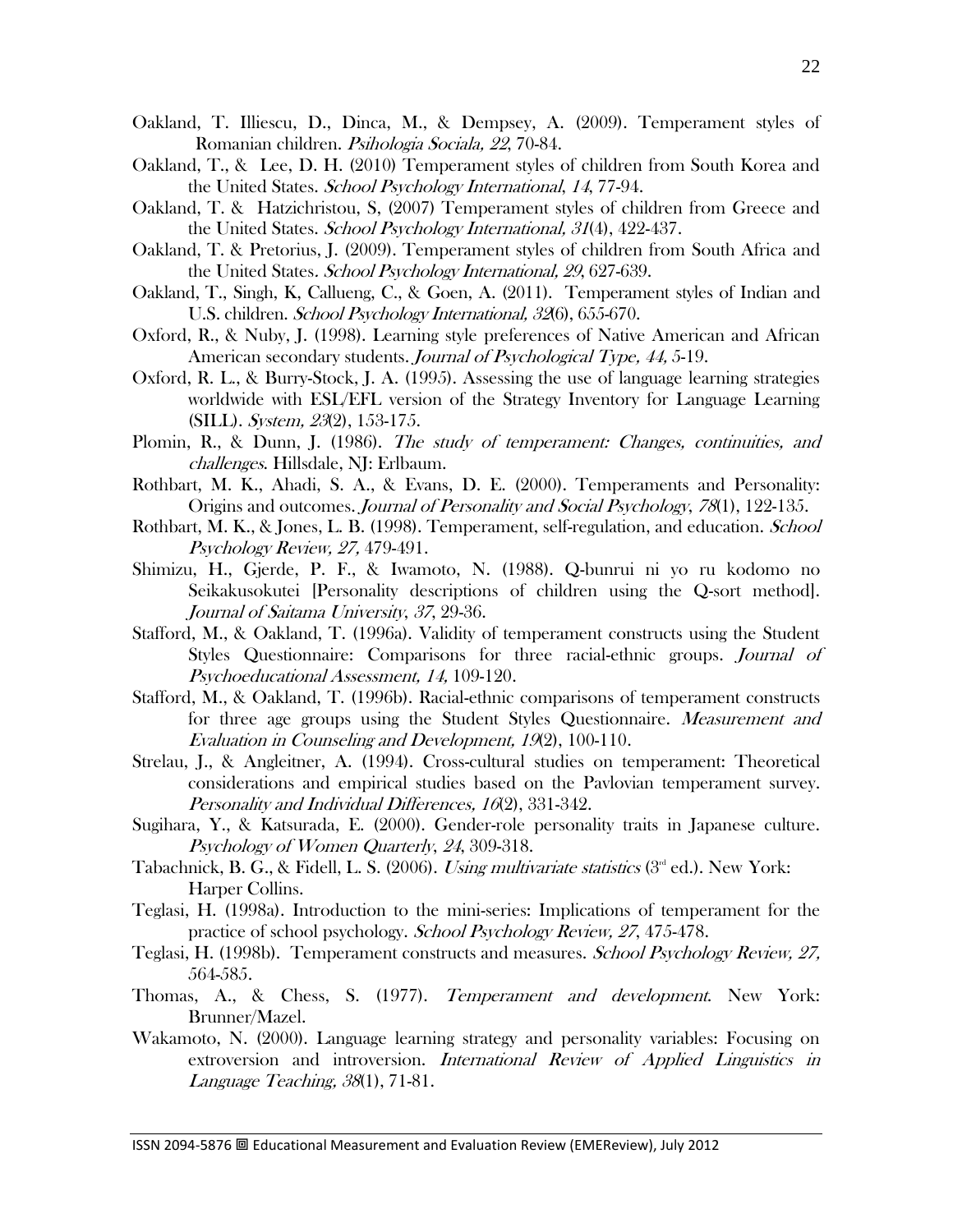Oakland, T. Illiescu, D., Dinca, M., & Dempsey, A. (2009). Temperament styles of Romanian children. *Psihologia Sociala, 22*, 70-84.

Oakland, T., & Lee, D. H. (2010) Temperament styles of children from South Korea and the United States. *School Psychology International, 14*, 77-94.

Oakland, T. & Hatzichristou, S, (2007) Temperament styles of children from Greece and the United States. *School Psychology International, 31*(4), 422-437.

Oakland, T. & Pretorius, J. (2009). Temperament styles of children from South Africa and the United States. *School Psychology International, 29*, 627-639.

Oakland, T., Singh, K, Callueng, C., & Goen, A. (2011). Temperament styles of Indian and U.S. children. *School Psychology International, 32*(6), 655-670.

Oxford, R., & Nuby, J. (1998). Learning style preferences of Native American and African American secondary students. *Journal of Psychological Type, 44,* 5-19.

Oxford, R. L., & Burry-Stock, J. A. (1995). Assessing the use of language learning strategies worldwide with ESL/EFL version of the Strategy Inventory for Language Learning (SILL). *System, 23*(2), 153-175.

Plomin, R., & Dunn, J. (1986). *The study of temperament: Changes, continuities, and challenges*. Hillsdale, NJ: Erlbaum.

Rothbart, M. K., Ahadi, S. A., & Evans, D. E. (2000). Temperaments and Personality: Origins and outcomes. *Journal of Personality and Social Psychology*, *78*(1), 122-135.

Rothbart, M. K., & Jones, L. B. (1998). Temperament, self-regulation, and education. *School Psychology Review, 27,* 479-491.

Shimizu, H., Gjerde, P. F., & Iwamoto, N. (1988). Q-bunrui ni yo ru kodomo no Seikakusokutei [Personality descriptions of children using the Q-sort method]. *Journal of Saitama University*, *37*, 29-36.

Stafford, M., & Oakland, T. (1996a). Validity of temperament constructs using the Student Styles Questionnaire: Comparisons for three racial-ethnic groups. *Journal of Psychoeducational Assessment, 14,* 109-120.

Stafford, M., & Oakland, T. (1996b). Racial-ethnic comparisons of temperament constructs for three age groups using the Student Styles Questionnaire. *Measurement and Evaluation in Counseling and Development, 19*(2), 100-110.

Strelau, J., & Angleitner, A. (1994). Cross-cultural studies on temperament: Theoretical considerations and empirical studies based on the Pavlovian temperament survey. *Personality and Individual Differences, 16*(2), 331-342.

Sugihara, Y., & Katsurada, E. (2000). Gender-role personality traits in Japanese culture. *Psychology of Women Quarterly*, *24*, 309-318.

Tabachnick, B. G., & Fidell, L. S. (2006). *Using multivariate statistics* (3rd ed.). New York: Harper Collins.

Teglasi, H. (1998a). Introduction to the mini-series: Implications of temperament for the practice of school psychology. *School Psychology Review, 27*, 475-478.

Teglasi, H. (1998b). Temperament constructs and measures. *School Psychology Review, 27,* 564-585.

Thomas, A., & Chess, S. (1977). *Temperament and development.* New York: Brunner/Mazel.

Wakamoto, N. (2000). Language learning strategy and personality variables: Focusing on extroversion and introversion. *International Review of Applied Linguistics in Language Teaching, 38*(1), 71-81.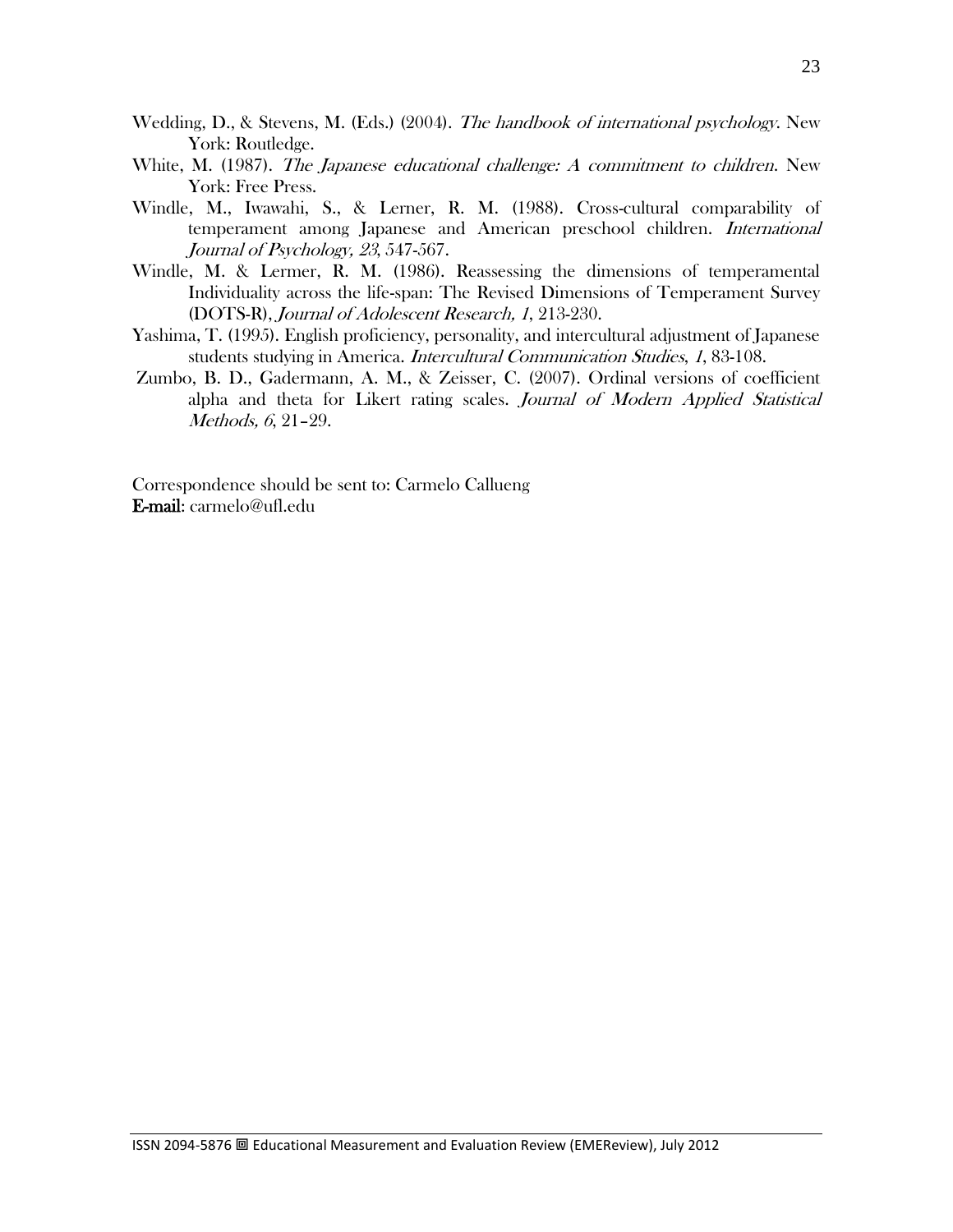Wedding, D., & Stevens, M. (Eds.) (2004). *The handbook of international psychology*. New York: Routledge.

White, M. (1987). *The Japanese educational challenge: A commitment to children*. New York: Free Press.

Windle, M., Iwawahi, S., & Lerner, R. M. (1988). Cross-cultural comparability of temperament among Japanese and American preschool children. *International Journal of Psychology, 23*, 547-567.

Windle, M. & Lermer, R. M. (1986). Reassessing the dimensions of temperamental Individuality across the life-span: The Revised Dimensions of Temperament Survey (DOTS-R), *Journal of Adolescent Research, 1*, 213-230.

Yashima, T. (1995). English proficiency, personality, and intercultural adjustment of Japanese students studying in America. *Intercultural Communication Studies*, *1*, 83-108.

Zumbo, B. D., Gadermann, A. M., & Zeisser, C. (2007). Ordinal versions of coefficient alpha and theta for Likert rating scales. *Journal of Modern Applied Statistical Methods, 6*, 21–29.

Correspondence should be sent to: Carmelo Callueng
**E-mail**: carmelo@ufl.edu